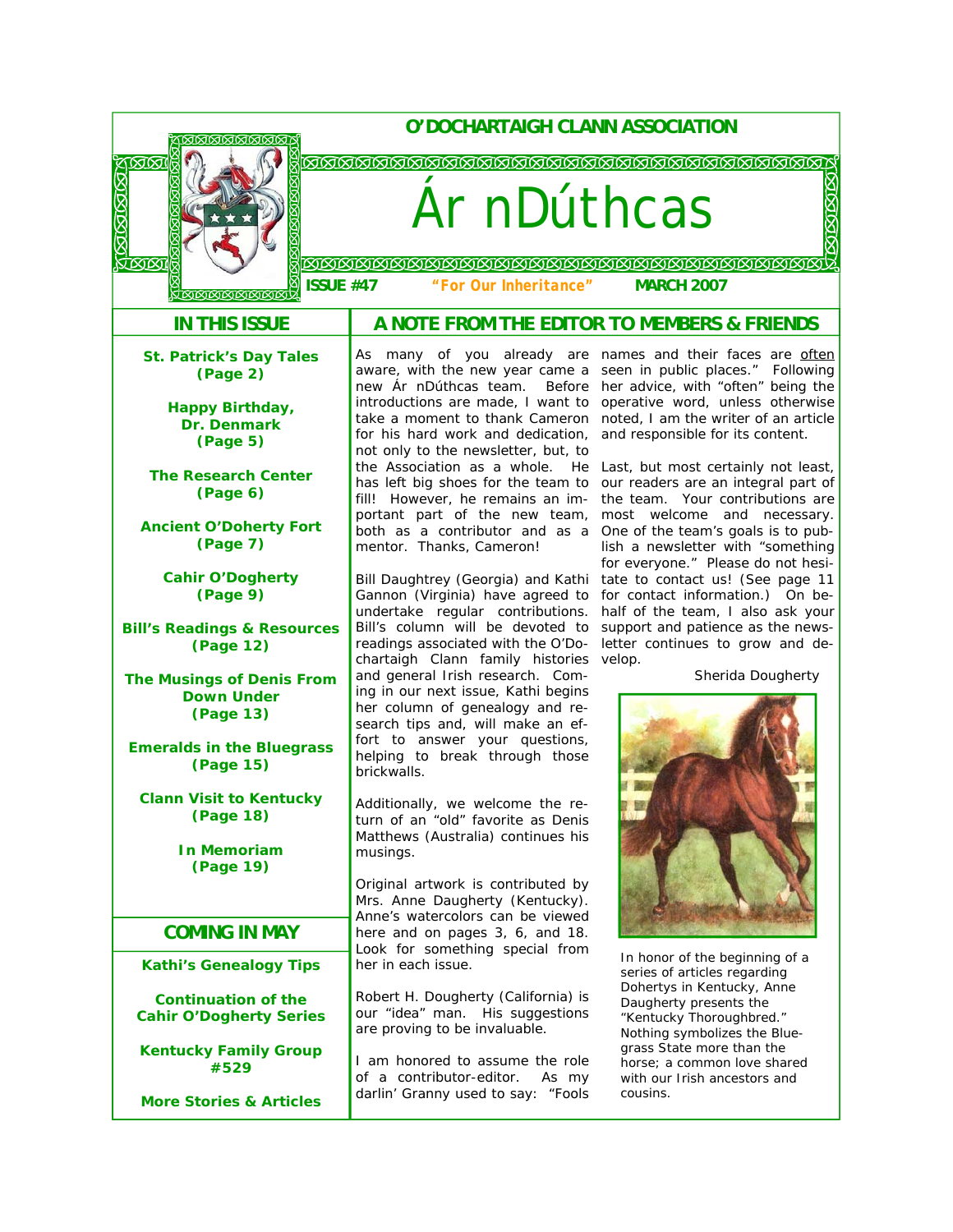# O'DOCHARTAIGH CLANN ASSOCIATION

# Ár nDúthcas

**ISSUE #47** *"For Our Inheritance"* **MARCH 2007**

## IN THIS ISSUE

**St. Patrick's Day Tales (Page 2)**

**Happy Birthday, Dr. Denmark (Page 5)**

**The Research Center (Page 6)**

**Ancient O'Doherty Fort (Page 7)**

**Cahir O'Dogherty (Page 9)**

**Bill's Readings & Resources (Page 12)**

**The Musings of Denis From Down Under (Page 13)**

**Emeralds in the Bluegrass (Page 15)**

**Clann Visit to Kentucky (Page 18)**

**In Memoriam (Page 19)**

## COMING IN MAY

**Kathi's Genealogy Tips**

**Continuation of the Cahir O'Dogherty Series**

**Kentucky Family Group #529**

**More Stories & Articles**

## A NOTE FROM THE EDITOR TO MEMBERS & FRIENDS

As many of you already are aware, with the new year came a new Ár nDúthcas team. Before introductions are made, I want to take a moment to thank Cameron for his hard work and dedication, not only to the newsletter, but, to the Association as a whole. He has left big shoes for the team to fill! However, he remains an important part of the new team, both as a contributor and as a mentor. Thanks, Cameron!

Bill Daughtrey (Georgia) and Kathi Gannon (Virginia) have agreed to undertake regular contributions. Bill's column will be devoted to readings associated with the O'Dochartaigh Clann family histories and general Irish research. Coming in our next issue, Kathi begins her column of genealogy and research tips and, will make an effort to answer your questions, helping to break through those brickwalls.

Additionally, we welcome the return of an "old" favorite as Denis Matthews (Australia) continues his musings.

Original artwork is contributed by Mrs. Anne Daugherty (Kentucky). Anne's watercolors can be viewed here and on pages 3, 6, and 18. Look for something special from her in each issue.

Robert H. Dougherty (California) is our "idea" man. His suggestions are proving to be invaluable.

I am honored to assume the role of a contributor-editor. As my darlin' Granny used to say: "Fools names and their faces are often seen in public places." Following her advice, with "often" being the operative word, unless otherwise noted, I am the writer of an article and responsible for its content.

Last, but most certainly not least, our readers are an integral part of the team. Your contributions are most welcome and necessary. One of the team's goals is to publish a newsletter with "something for everyone." Please do not hesitate to contact us! (See page 11 for contact information.) On behalf of the team, I also ask your support and patience as the newsletter continues to grow and develop.

Sherida Dougherty

In honor of the beginning of a series of articles regarding Dohertys in Kentucky, Anne Daugherty presents the "Kentucky Thoroughbred." Nothing symbolizes the Bluegrass State more than the horse; a common love shared with our Irish ancestors and cousins.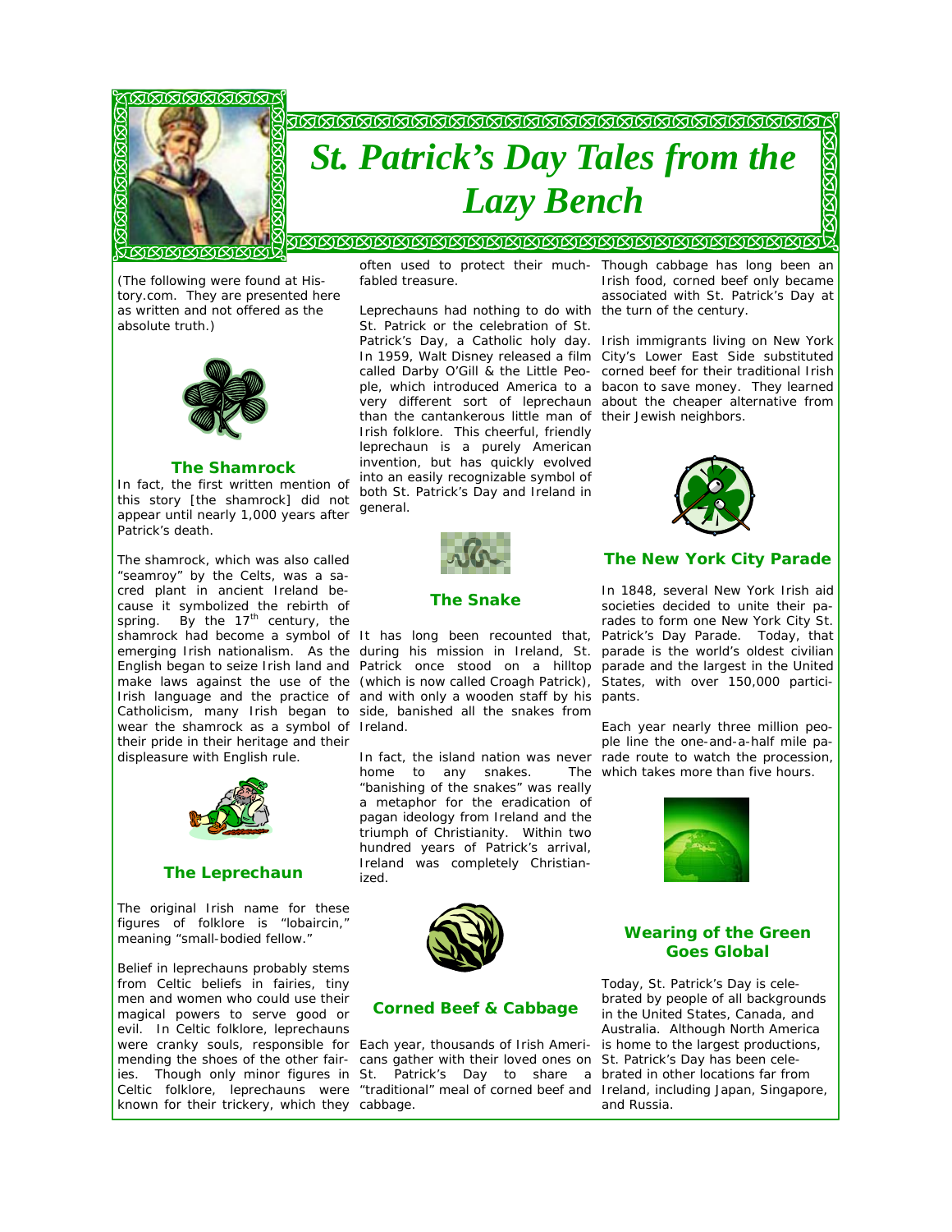# *St. Patrick's Day Tales from the Lazy Bench*

(The following were found at History.com. They are presented here as written and not offered as the absolute truth.)

## The Shamrock

In fact, the first written mention of this story [the shamrock] did not appear until nearly 1,000 years after Patrick's death.

The shamrock, which was also called "seamroy" by the Celts, was a sacred plant in ancient Ireland because it symbolized the rebirth of spring. By the 17th century, the shamrock had become a symbol of emerging Irish nationalism. As the English began to seize Irish land and make laws against the use of the Irish language and the practice of Catholicism, many Irish began to wear the shamrock as a symbol of their pride in their heritage and their displeasure with English rule.

## The Leprechaun

The original Irish name for these figures of folklore is "lobaircin," meaning "small-bodied fellow."

Belief in leprechauns probably stems from Celtic beliefs in fairies, tiny men and women who could use their magical powers to serve good or evil. In Celtic folklore, leprechauns were cranky souls, responsible for mending the shoes of the other fairies. Though only minor figures in Celtic folklore, leprechauns were known for their trickery, which they often used to protect their much-fabled treasure.

Leprechauns had nothing to do with St. Patrick or the celebration of St. Patrick's Day, a Catholic holy day. In 1959, Walt Disney released a film called Darby O'Gill & the Little People, which introduced America to a very different sort of leprechaun than the cantankerous little man of Irish folklore. This cheerful, friendly leprechaun is a purely American invention, but has quickly evolved into an easily recognizable symbol of both St. Patrick's Day and Ireland in general.

## The Snake

It has long been recounted that, during his mission in Ireland, St. Patrick once stood on a hilltop (which is now called Croagh Patrick), and with only a wooden staff by his side, banished all the snakes from Ireland.

In fact, the island nation was never home to any snakes. The "banishing of the snakes" was really a metaphor for the eradication of pagan ideology from Ireland and the triumph of Christianity. Within two hundred years of Patrick's arrival, Ireland was completely Christianized.

## Corned Beef & Cabbage

Each year, thousands of Irish Americans gather with their loved ones on St. Patrick's Day to share a "traditional" meal of corned beef and cabbage. Though cabbage has long been an Irish food, corned beef only became associated with St. Patrick's Day at the turn of the century.

Irish immigrants living on New York City's Lower East Side substituted corned beef for their traditional Irish bacon to save money. They learned about the cheaper alternative from their Jewish neighbors.

## The New York City Parade

In 1848, several New York Irish aid societies decided to unite their parades to form one New York City St. Patrick's Day Parade. Today, that parade is the world's oldest civilian parade and the largest in the United States, with over 150,000 participants.

Each year nearly three million people line the one-and-a-half mile parade route to watch the procession, which takes more than five hours.

## Wearing of the Green Goes Global

Today, St. Patrick's Day is celebrated by people of all backgrounds in the United States, Canada, and Australia. Although North America is home to the largest productions, St. Patrick's Day has been celebrated in other locations far from Ireland, including Japan, Singapore, and Russia.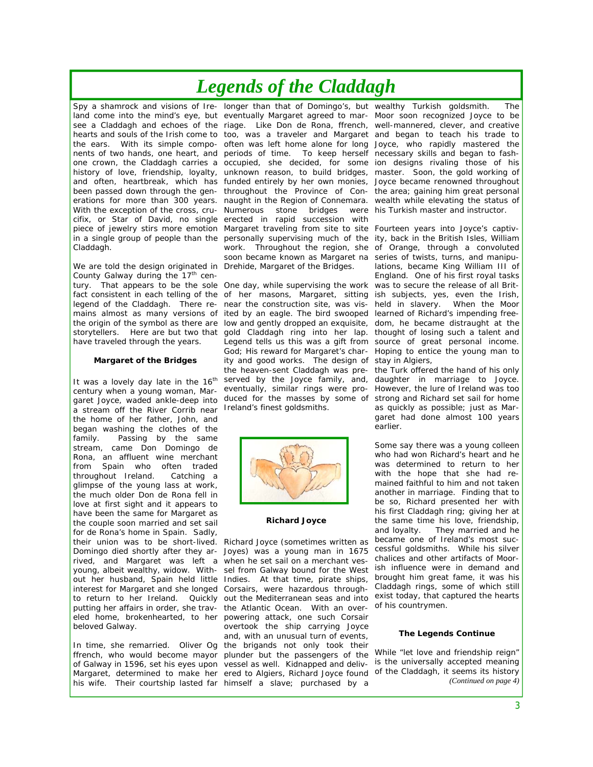# *Legends of the Claddagh*

Spy a shamrock and visions of Ireland come into the mind's eye, but see a Claddagh and echoes of the hearts and souls of the Irish come to the ears. With its simple components of two hands, one heart, and one crown, the Claddagh carries a history of love, friendship, loyalty, and often, heartbreak, which has been passed down through the generations for more than 300 years. With the exception of the cross, crucifix, or Star of David, no single piece of jewelry stirs more emotion in a single group of people than the Claddagh.

We are told the design originated in County Galway during the 17th century. That appears to be the sole fact consistent in each telling of the legend of the Claddagh. There remains almost as many versions of the origin of the symbol as there are storytellers. Here are but two that have traveled through the years.

### Margaret of the Bridges

It was a lovely day late in the 16th century when a young woman, Margaret Joyce, waded ankle-deep into a stream off the River Corrib near the home of her father, John, and began washing the clothes of the family. Passing by the same stream, came Don Domingo de Rona, an affluent wine merchant from Spain who often traded throughout Ireland. Catching a glimpse of the young lass at work, the much older Don de Rona fell in love at first sight and it appears to have been the same for Margaret as the couple soon married and set sail for de Rona's home in Spain. Sadly, their union was to be short-lived. Domingo died shortly after they arrived, and Margaret was left a young, albeit wealthy, widow. Without her husband, Spain held little interest for Margaret and she longed to return to her Ireland. Quickly putting her affairs in order, she traveled home, brokenhearted, to her beloved Galway.

In time, she remarried. Oliver Og ffrench, who would become mayor of Galway in 1596, set his eyes upon Margaret, determined to make her his wife. Their courtship lasted far longer than that of Domingo's, but eventually Margaret agreed to marriage. Like Don de Rona, ffrench, too, was a traveler and Margaret often was left home alone for long periods of time. To keep herself occupied, she decided, for some unknown reason, to build bridges, funded entirely by her own monies, throughout the Province of Connaught in the Region of Connemara. Numerous stone bridges were erected in rapid succession with Margaret traveling from site to site personally supervising much of the work. Throughout the region, she soon became known as Margaret na Drehide, Margaret of the Bridges.

One day, while supervising the work of her masons, Margaret, sitting near the construction site, was visited by an eagle. The bird swooped low and gently dropped an exquisite, gold Claddagh ring into her lap. Legend tells us this was a gift from God; His reward for Margaret's charity and good works. The design of the heaven-sent Claddagh was preserved by the Joyce family, and, eventually, similar rings were produced for the masses by some of Ireland's finest goldsmiths.

### Richard Joyce

Richard Joyce (sometimes written as Joyes) was a young man in 1675 when he set sail on a merchant vessel from Galway bound for the West Indies. At that time, pirate ships, Corsairs, were hazardous throughout the Mediterranean seas and into the Atlantic Ocean. With an overpowering attack, one such Corsair overtook the ship carrying Joyce and, with an unusual turn of events, the brigands not only took their plunder but the passengers of the vessel as well. Kidnapped and delivered to Algiers, Richard Joyce found himself a slave; purchased by a wealthy Turkish goldsmith. The Moor soon recognized Joyce to be well-mannered, clever, and creative and began to teach his trade to Joyce, who rapidly mastered the necessary skills and began to fashion designs rivaling those of his master. Soon, the gold working of Joyce became renowned throughout the area; gaining him great personal wealth while elevating the status of his Turkish master and instructor.

Fourteen years into Joyce's captivity, back in the British Isles, William of Orange, through a convoluted series of twists, turns, and manipulations, became King William III of England. One of his first royal tasks was to secure the release of all British subjects, yes, even the Irish, held in slavery. When the Moor learned of Richard's impending freedom, he became distraught at the thought of losing such a talent and source of great personal income. Hoping to entice the young man to stay in Algiers, the Turk offered the hand of his only daughter in marriage to Joyce. However, the lure of Ireland was too strong and Richard set sail for home as quickly as possible; just as Margaret had done almost 100 years earlier.

Some say there was a young colleen who had won Richard's heart and he was determined to return to her with the hope that she had remained faithful to him and not taken another in marriage. Finding that to be so, Richard presented her with his first Claddagh ring; giving her at the same time his love, friendship, and loyalty. They married and he became one of Ireland's most successful goldsmiths. While his silver chalices and other artifacts of Moorish influence were in demand and brought him great fame, it was his Claddagh rings, some of which still exist today, that captured the hearts of his countrymen.

### The Legends Continue

While "let love and friendship reign" is the universally accepted meaning of the Claddagh, it seems its history

*(Continued on page 4)*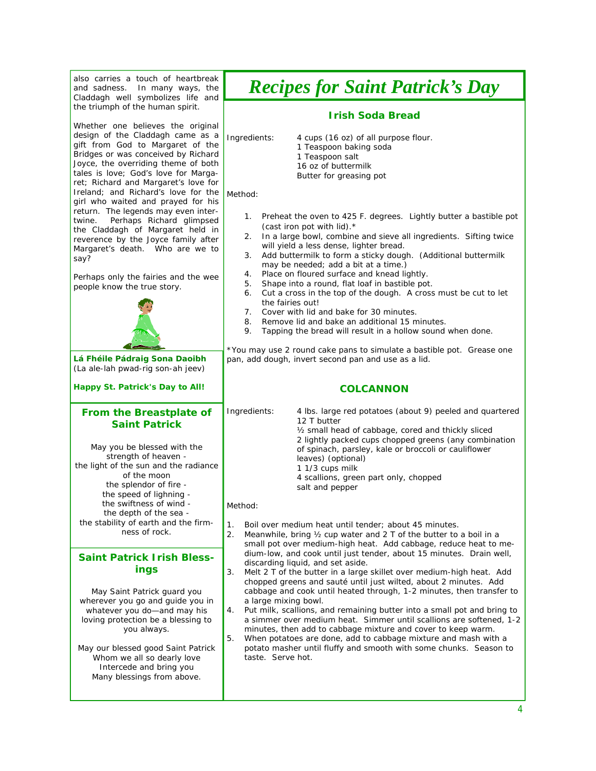also carries a touch of heartbreak and sadness. In many ways, the Claddagh well symbolizes life and the triumph of the human spirit.

Whether one believes the original design of the Claddagh came as a gift from God to Margaret of the Bridges or was conceived by Richard Joyce, the overriding theme of both tales is love; God's love for Margaret; Richard and Margaret's love for Ireland; and Richard's love for the girl who waited and prayed for his return. The legends may even intertwine. Perhaps Richard glimpsed the Claddagh of Margaret held in reverence by the Joyce family after Margaret's death. Who are we to say?

Perhaps only the fairies and the wee people know the true story.

**Lá Fhéile Pádraig Sona Daoibh**
(La ale-lah pwad-rig son-ah jeev)

**Happy St. Patrick's Day to All!**

## From the Breastplate of Saint Patrick

May you be blessed with the strength of heaven -
the light of the sun and the radiance of the moon
the splendor of fire -
the speed of lighning -
the swiftness of wind -
the depth of the sea -
the stability of earth and the firmness of rock.

## Saint Patrick Irish Blessings

May Saint Patrick guard you wherever you go and guide you in whatever you do—and may his loving protection be a blessing to you always.

May our blessed good Saint Patrick
Whom we all so dearly love
Intercede and bring you
Many blessings from above.

# *Recipes for Saint Patrick's Day*

## Irish Soda Bread

Ingredients:

- 4 cups (16 oz) of all purpose flour.
- 1 Teaspoon baking soda
- 1 Teaspoon salt
- 16 oz of buttermilk
- Butter for greasing pot

Method:

1. Preheat the oven to 425 F. degrees. Lightly butter a bastible pot (cast iron pot with lid).*
2. In a large bowl, combine and sieve all ingredients. Sifting twice will yield a less dense, lighter bread.
3. Add buttermilk to form a sticky dough. (Additional buttermilk may be needed; add a bit at a time.)
4. Place on floured surface and knead lightly.
5. Shape into a round, flat loaf in bastible pot.
6. Cut a cross in the top of the dough. A cross must be cut to let the fairies out!
7. Cover with lid and bake for 30 minutes.
8. Remove lid and bake an additional 15 minutes.
9. Tapping the bread will result in a hollow sound when done.

*You may use 2 round cake pans to simulate a bastible pot. Grease one pan, add dough, invert second pan and use as a lid.

## COLCANNON

Ingredients:

- 4 lbs. large red potatoes (about 9) peeled and quartered
- 12 T butter
- ½ small head of cabbage, cored and thickly sliced
- 2 lightly packed cups chopped greens (any combination of spinach, parsley, kale or broccoli or cauliflower leaves) (optional)
- 1 1/3 cups milk
- 4 scallions, green part only, chopped
- salt and pepper

Method:

1. Boil over medium heat until tender; about 45 minutes.
2. Meanwhile, bring ½ cup water and 2 T of the butter to a boil in a small pot over medium-high heat. Add cabbage, reduce heat to medium-low, and cook until just tender, about 15 minutes. Drain well, discarding liquid, and set aside.
3. Melt 2 T of the butter in a large skillet over medium-high heat. Add chopped greens and sauté until just wilted, about 2 minutes. Add cabbage and cook until heated through, 1-2 minutes, then transfer to a large mixing bowl.
4. Put milk, scallions, and remaining butter into a small pot and bring to a simmer over medium heat. Simmer until scallions are softened, 1-2 minutes, then add to cabbage mixture and cover to keep warm.
5. When potatoes are done, add to cabbage mixture and mash with a potato masher until fluffy and smooth with some chunks. Season to taste. Serve hot.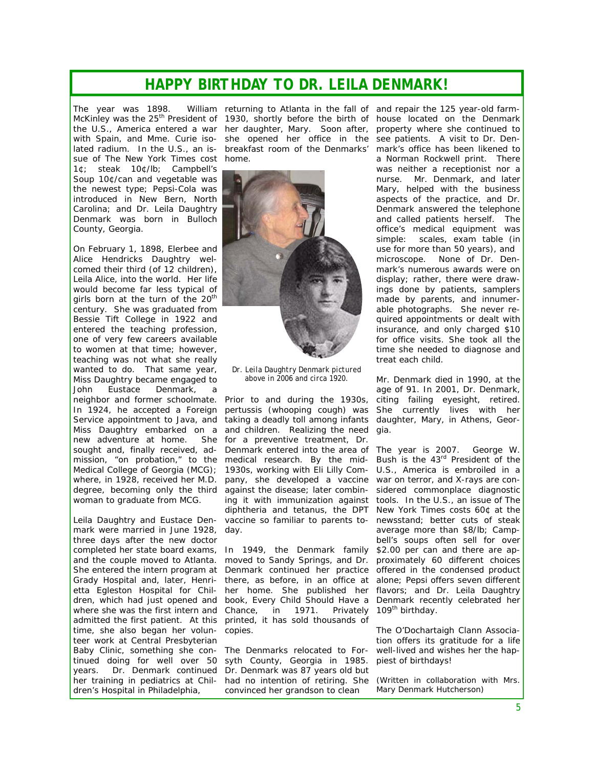# HAPPY BIRTHDAY TO DR. LEILA DENMARK!

The year was 1898. William McKinley was the 25th President of the U.S., America entered a war with Spain, and Mme. Curie isolated radium. In the U.S., an issue of The New York Times cost 1¢; steak 10¢/lb; Campbell's Soup 10¢/can and vegetable was the newest type; Pepsi-Cola was introduced in New Bern, North Carolina; and Dr. Leila Daughtry Denmark was born in Bulloch County, Georgia.

On February 1, 1898, Elerbee and Alice Hendricks Daughtry welcomed their third (of 12 children), Leila Alice, into the world. Her life would become far less typical of girls born at the turn of the 20th century. She was graduated from Bessie Tift College in 1922 and entered the teaching profession, one of very few careers available to women at that time; however, teaching was not what she really wanted to do. That same year, Miss Daughtry became engaged to John Eustace Denmark, a neighbor and former schoolmate. In 1924, he accepted a Foreign Service appointment to Java, and Miss Daughtry embarked on a new adventure at home. She sought and, finally received, admission, "on probation," to the Medical College of Georgia (MCG); where, in 1928, received her M.D. degree, becoming only the third woman to graduate from MCG.

Leila Daughtry and Eustace Denmark were married in June 1928, three days after the new doctor completed her state board exams, and the couple moved to Atlanta. She entered the intern program at Grady Hospital and, later, Henrietta Egleston Hospital for Children, which had just opened and where she was the first intern and admitted the first patient. At this time, she also began her volunteer work at Central Presbyterian Baby Clinic, something she continued doing for well over 50 years. Dr. Denmark continued her training in pediatrics at Children's Hospital in Philadelphia, returning to Atlanta in the fall of 1930, shortly before the birth of her daughter, Mary. Soon after, she opened her office in the breakfast room of the Denmarks' home.

*Dr. Leila Daughtry Denmark pictured above in 2006 and circa 1920.*

Prior to and during the 1930s, pertussis (whooping cough) was taking a deadly toll among infants and children. Realizing the need for a preventive treatment, Dr. Denmark entered into the area of medical research. By the mid-1930s, working with Eli Lilly Company, she developed a vaccine against the disease; later combining it with immunization against diphtheria and tetanus, the DPT vaccine so familiar to parents today.

In 1949, the Denmark family moved to Sandy Springs, and Dr. Denmark continued her practice there, as before, in an office at her home. She published her book, Every Child Should Have a Chance, in 1971. Privately printed, it has sold thousands of copies.

The Denmarks relocated to Forsyth County, Georgia in 1985. Dr. Denmark was 87 years old but had no intention of retiring. She convinced her grandson to clean and repair the 125 year-old farmhouse located on the Denmark property where she continued to see patients. A visit to Dr. Denmark's office has been likened to a Norman Rockwell print. There was neither a receptionist nor a nurse. Mr. Denmark, and later Mary, helped with the business aspects of the practice, and Dr. Denmark answered the telephone and called patients herself. The office's medical equipment was simple: scales, exam table (in use for more than 50 years), and microscope. None of Dr. Denmark's numerous awards were on display; rather, there were drawings done by patients, samplers made by parents, and innumerable photographs. She never required appointments or dealt with insurance, and only charged $10 for office visits. She took all the time she needed to diagnose and treat each child.

Mr. Denmark died in 1990, at the age of 91. In 2001, Dr. Denmark, citing failing eyesight, retired. She currently lives with her daughter, Mary, in Athens, Georgia.

The year is 2007. George W. Bush is the 43rd President of the U.S., America is embroiled in a war on terror, and X-rays are considered commonplace diagnostic tools. In the U.S., an issue of The New York Times costs 60¢ at the newsstand; better cuts of steak average more than $8/lb; Campbell's soups often sell for over $2.00 per can and there are approximately 60 different choices offered in the condensed product alone; Pepsi offers seven different flavors; and Dr. Leila Daughtry Denmark recently celebrated her 109th birthday.

The O'Dochartaigh Clann Association offers its gratitude for a life well-lived and wishes her the happiest of birthdays!

(Written in collaboration with Mrs. Mary Denmark Hutcherson)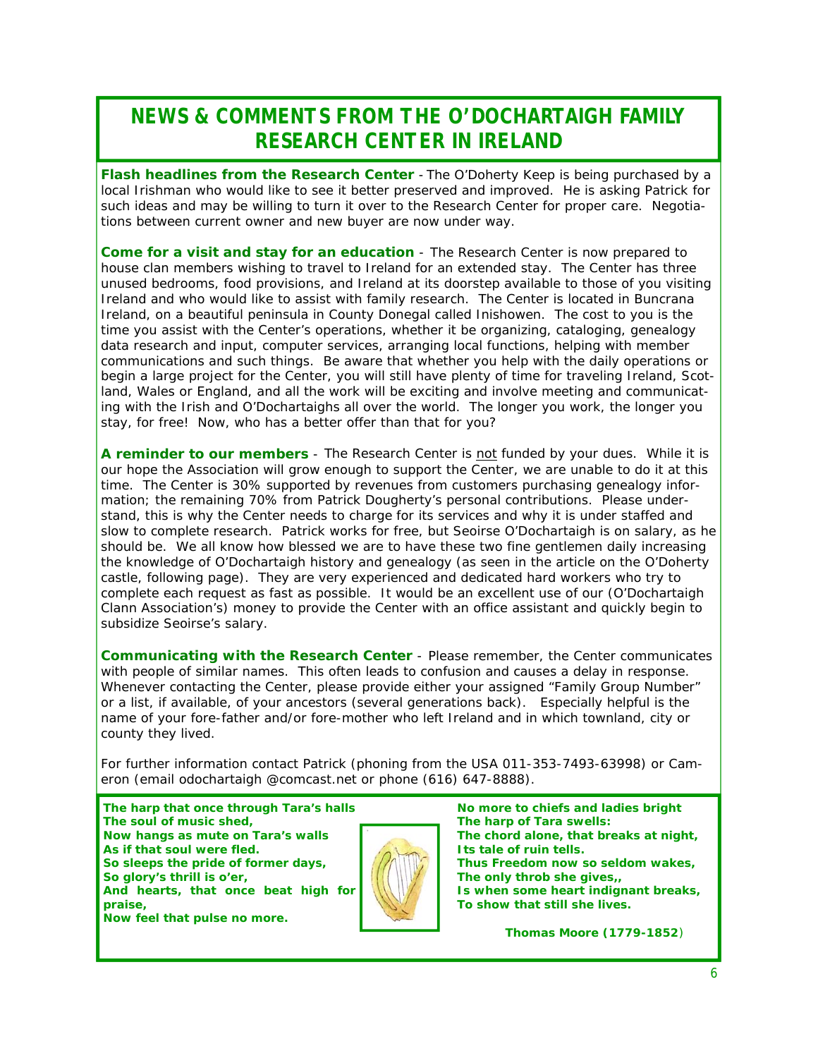# NEWS & COMMENTS FROM THE O'DOCHARTAIGH FAMILY RESEARCH CENTER IN IRELAND

**Flash headlines from the Research Center** - The O'Doherty Keep is being purchased by a local Irishman who would like to see it better preserved and improved. He is asking Patrick for such ideas and may be willing to turn it over to the Research Center for proper care. Negotiations between current owner and new buyer are now under way.

**Come for a visit and stay for an education** - The Research Center is now prepared to house clan members wishing to travel to Ireland for an extended stay. The Center has three unused bedrooms, food provisions, and Ireland at its doorstep available to those of you visiting Ireland and who would like to assist with family research. The Center is located in Buncrana Ireland, on a beautiful peninsula in County Donegal called Inishowen. The cost to you is the time you assist with the Center's operations, whether it be organizing, cataloging, genealogy data research and input, computer services, arranging local functions, helping with member communications and such things. Be aware that whether you help with the daily operations or begin a large project for the Center, you will still have plenty of time for traveling Ireland, Scotland, Wales or England, and all the work will be exciting and involve meeting and communicating with the Irish and O'Dochartaighs all over the world. The longer you work, the longer you stay, for free! Now, who has a better offer than that for you?

**A reminder to our members** - The Research Center is <u>not</u> funded by your dues. While it is our hope the Association will grow enough to support the Center, we are unable to do it at this time. The Center is 30% supported by revenues from customers purchasing genealogy information; the remaining 70% from Patrick Dougherty's personal contributions. Please understand, this is why the Center needs to charge for its services and why it is under staffed and slow to complete research. Patrick works for free, but Seoirse O'Dochartaigh is on salary, as he should be. We all know how blessed we are to have these two fine gentlemen daily increasing the knowledge of O'Dochartaigh history and genealogy (as seen in the article on the O'Doherty castle, following page). They are very experienced and dedicated hard workers who try to complete each request as fast as possible. It would be an excellent use of our (O'Dochartaigh Clann Association's) money to provide the Center with an office assistant and quickly begin to subsidize Seoirse's salary.

**Communicating with the Research Center** - Please remember, the Center communicates with people of similar names. This often leads to confusion and causes a delay in response. Whenever contacting the Center, please provide either your assigned "Family Group Number" or a list, if available, of your ancestors (several generations back). Especially helpful is the name of your fore-father and/or fore-mother who left Ireland and in which townland, city or county they lived.

For further information contact Patrick (phoning from the USA 011-353-7493-63998) or Cameron (email odochartaigh @comcast.net or phone (616) 647-8888).

**The harp that once through Tara's halls**
**The soul of music shed,**
**Now hangs as mute on Tara's walls**
**As if that soul were fled.**
**So sleeps the pride of former days,**
**So glory's thrill is o'er,**
**And hearts, that once beat high for praise,**
**Now feel that pulse no more.**

**No more to chiefs and ladies bright**
**The harp of Tara swells:**
**The chord alone, that breaks at night,**
**Its tale of ruin tells.**
**Thus Freedom now so seldom wakes,**
**The only throb she gives,,**
**Is when some heart indignant breaks,**
**To show that still she lives.**

**Thomas Moore (1779-1852)**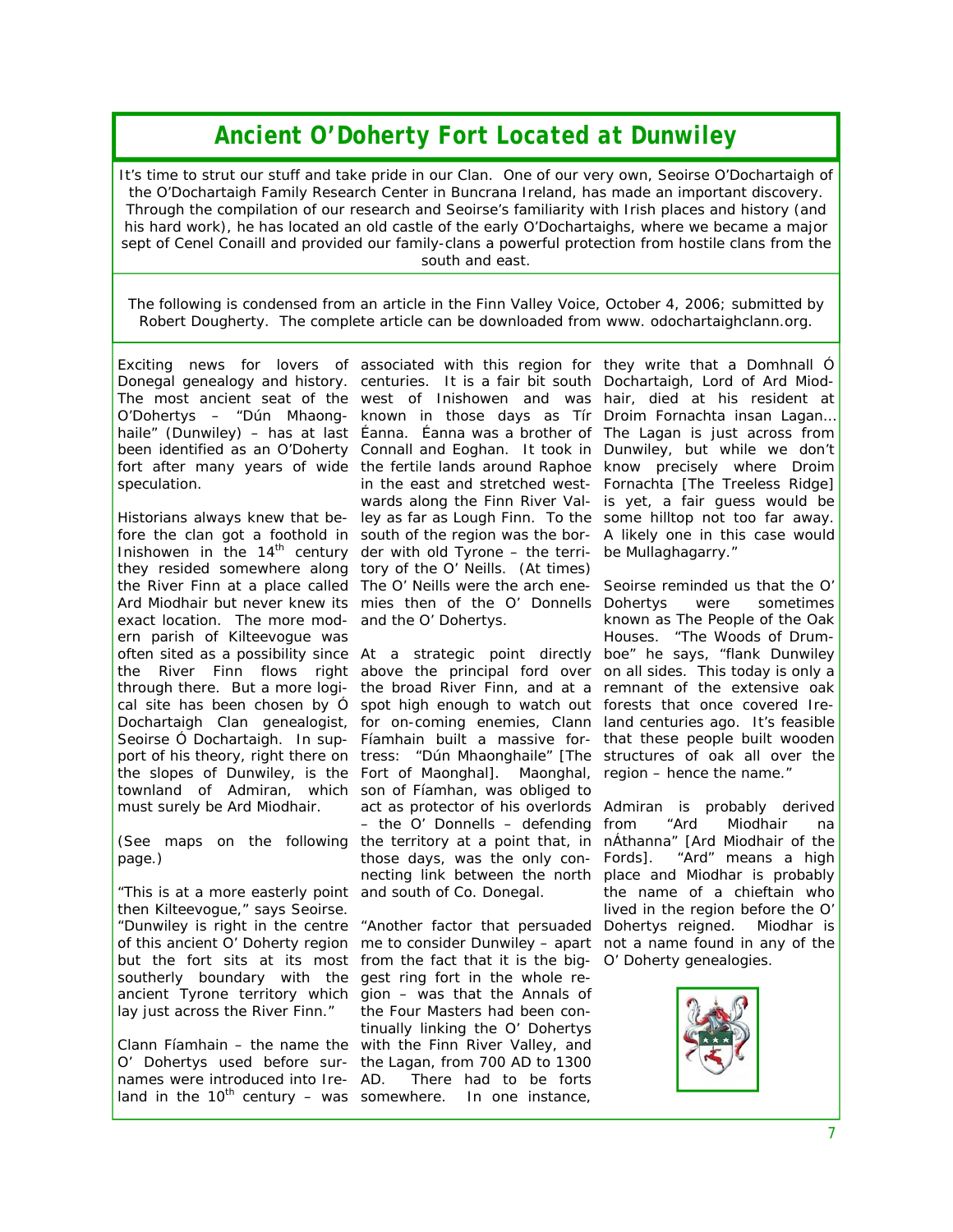# Ancient O'Doherty Fort Located at Dunwiley

*It's time to strut our stuff and take pride in our Clan. One of our very own, Seoirse O'Dochartaigh of the O'Dochartaigh Family Research Center in Buncrana Ireland, has made an important discovery. Through the compilation of our research and Seoirse's familiarity with Irish places and history (and his hard work), he has located an old castle of the early O'Dochartaighs, where we became a major sept of Cenel Conaill and provided our family-clans a powerful protection from hostile clans from the south and east.*

The following is condensed from an article in the Finn Valley Voice, October 4, 2006; submitted by Robert Dougherty. The complete article can be downloaded from www. odochartaighclann.org.

Exciting news for lovers of Donegal genealogy and history. The most ancient seat of the O'Dohertys – "Dún Mhaonghaile" (Dunwiley) – has at last been identified as an O'Doherty fort after many years of wide speculation.

Historians always knew that before the clan got a foothold in Inishowen in the 14th century they resided somewhere along the River Finn at a place called Ard Miodhair but never knew its exact location. The more modern parish of Kilteevogue was often sited as a possibility since the River Finn flows right through there. But a more logical site has been chosen by Ó Dochartaigh Clan genealogist, Seoirse Ó Dochartaigh. In support of his theory, right there on the slopes of Dunwiley, is the townland of Admiran, which must surely be Ard Miodhair.

(See maps on the following page.)

"This is at a more easterly point then Kilteevogue," says Seoirse. "Dunwiley is right in the centre of this ancient O' Doherty region but the fort sits at its most southerly boundary with the ancient Tyrone territory which lay just across the River Finn."

Clann Fíamhain – the name the O' Dohertys used before surnames were introduced into Ireland in the 10th century – was associated with this region for centuries. It is a fair bit south west of Inishowen and was known in those days as Tír Éanna. Éanna was a brother of Connall and Eoghan. It took in the fertile lands around Raphoe in the east and stretched westwards along the Finn River Valley as far as Lough Finn. To the south of the region was the border with old Tyrone – the territory of the O' Neills. (At times) The O' Neills were the arch enemies then of the O' Donnells and the O' Dohertys.

At a strategic point directly above the principal ford over the broad River Finn, and at a spot high enough to watch out for on-coming enemies, Clann Fíamhain built a massive fortress: "Dún Mhaonghaile" [The Fort of Maonghal]. Maonghal, son of Fíamhan, was obliged to act as protector of his overlords – the O' Donnells – defending the territory at a point that, in those days, was the only connecting link between the north and south of Co. Donegal.

"Another factor that persuaded me to consider Dunwiley – apart from the fact that it is the biggest ring fort in the whole region – was that the Annals of the Four Masters had been continually linking the O' Dohertys with the Finn River Valley, and the Lagan, from 700 AD to 1300 AD. There had to be forts somewhere. In one instance, they write that a Domhnall Ó Dochartaigh, Lord of Ard Miodhair, died at his resident at Droim Fornachta insan Lagan… The Lagan is just across from Dunwiley, but while we don't know precisely where Droim Fornachta [The Treeless Ridge] is yet, a fair guess would be some hilltop not too far away. A likely one in this case would be Mullaghagarry."

Seoirse reminded us that the O' Dohertys were sometimes known as The People of the Oak Houses. "The Woods of Drumboe" he says, "flank Dunwiley on all sides. This today is only a remnant of the extensive oak forests that once covered Ireland centuries ago. It's feasible that these people built wooden structures of oak all over the region – hence the name."

Admiran is probably derived from "Ard Miodhair na nÁthanna" [Ard Miodhair of the Fords]. "Ard" means a high place and Miodhar is probably the name of a chieftain who lived in the region before the O' Dohertys reigned. Miodhar is not a name found in any of the O' Doherty genealogies.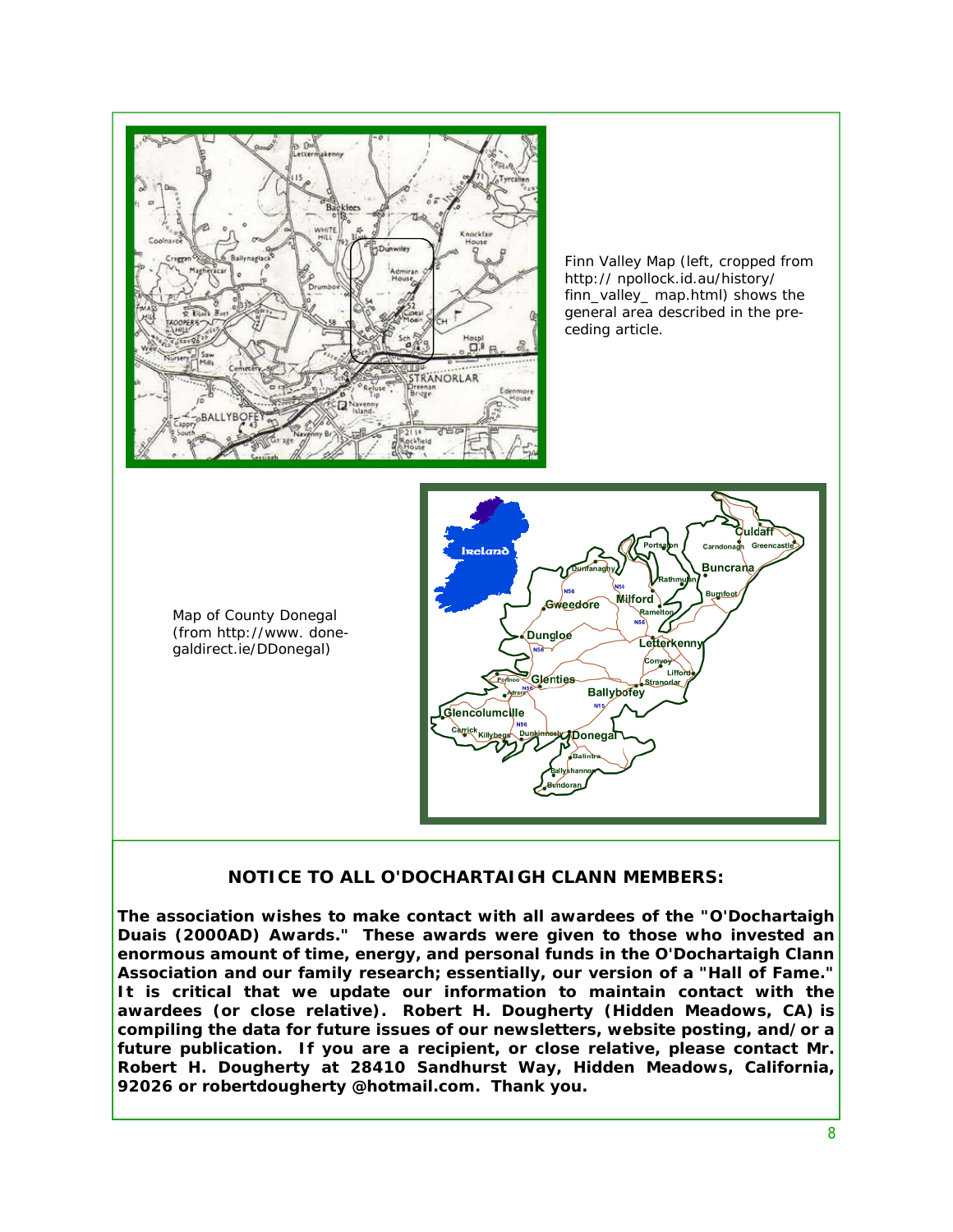Finn Valley Map (left, cropped from http:// npollock.id.au/history/ finn_valley_ map.html) shows the general area described in the preceding article.

Map of County Donegal (from http://www. donegaldirect.ie/DDonegal)

### NOTICE TO ALL O'DOCHARTAIGH CLANN MEMBERS:

**The association wishes to make contact with all awardees of the "O'Dochartaigh Duais (2000AD) Awards." These awards were given to those who invested an enormous amount of time, energy, and personal funds in the O'Dochartaigh Clann Association and our family research; essentially, our version of a "Hall of Fame." It is critical that we update our information to maintain contact with the awardees (or close relative). Robert H. Dougherty (Hidden Meadows, CA) is compiling the data for future issues of our newsletters, website posting, and/or a future publication. If you are a recipient, or close relative, please contact Mr. Robert H. Dougherty at 28410 Sandhurst Way, Hidden Meadows, California, 92026 or robertdougherty @hotmail.com. Thank you.**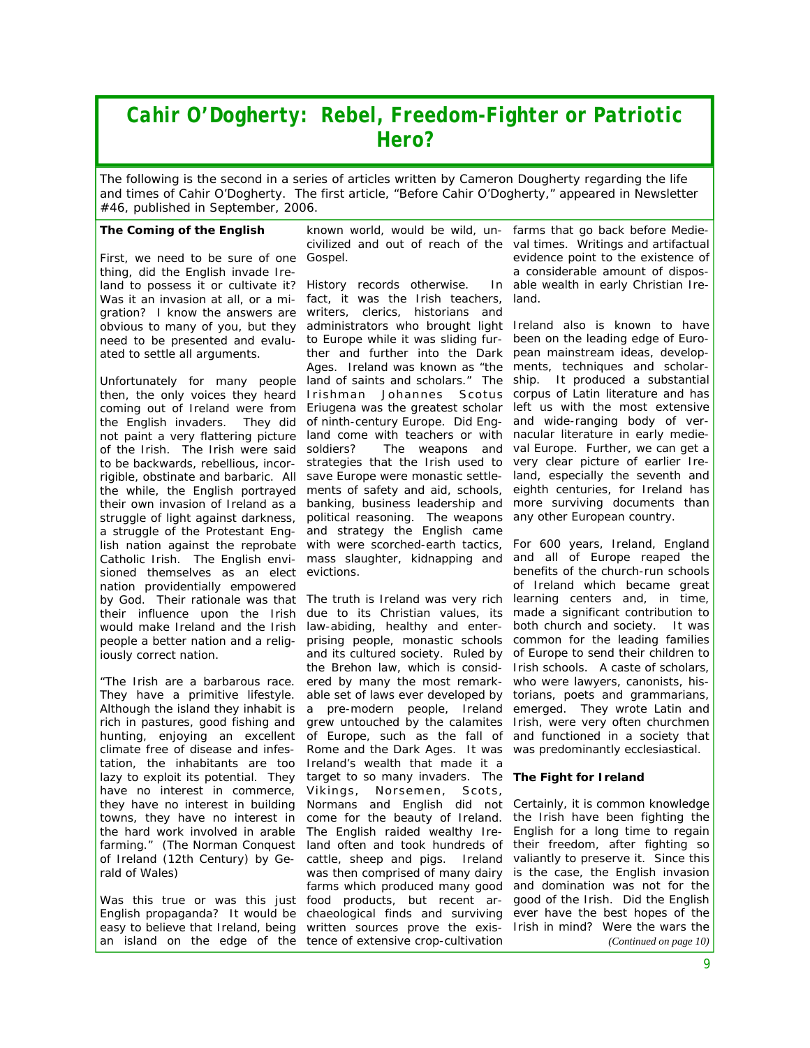# Cahir O'Dogherty: Rebel, Freedom-Fighter or Patriotic Hero?

The following is the second in a series of articles written by Cameron Dougherty regarding the life and times of Cahir O'Dogherty. The first article, "Before Cahir O'Dogherty," appeared in Newsletter #46, published in September, 2006.

**The Coming of the English**

First, we need to be sure of one thing, did the English invade Ireland to possess it or cultivate it? Was it an invasion at all, or a migration? I know the answers are obvious to many of you, but they need to be presented and evaluated to settle all arguments.

Unfortunately for many people then, the only voices they heard coming out of Ireland were from the English invaders. They did not paint a very flattering picture of the Irish. The Irish were said to be backwards, rebellious, incorrigible, obstinate and barbaric. All the while, the English portrayed their own invasion of Ireland as a struggle of light against darkness, a struggle of the Protestant English nation against the reprobate Catholic Irish. The English envisioned themselves as an elect nation providentially empowered by God. Their rationale was that their influence upon the Irish would make Ireland and the Irish people a better nation and a religiously correct nation.

"The Irish are a barbarous race. They have a primitive lifestyle. Although the island they inhabit is rich in pastures, good fishing and hunting, enjoying an excellent climate free of disease and infestation, the inhabitants are too lazy to exploit its potential. They have no interest in commerce, they have no interest in building towns, they have no interest in the hard work involved in arable farming." (The Norman Conquest of Ireland (12th Century) by Gerald of Wales)

Was this true or was this just English propaganda? It would be easy to believe that Ireland, being an island on the edge of the known world, would be wild, uncivilized and out of reach of the Gospel.

History records otherwise. In fact, it was the Irish teachers, writers, clerics, historians and administrators who brought light to Europe while it was sliding further and further into the Dark Ages. Ireland was known as "the land of saints and scholars." The Irishman Johannes Scotus Eriugena was the greatest scholar of ninth-century Europe. Did England come with teachers or with soldiers? The weapons and strategies that the Irish used to save Europe were monastic settlements of safety and aid, schools, banking, business leadership and political reasoning. The weapons and strategy the English came with were scorched-earth tactics, mass slaughter, kidnapping and evictions.

The truth is Ireland was very rich due to its Christian values, its law-abiding, healthy and enterprising people, monastic schools and its cultured society. Ruled by the Brehon law, which is considered by many the most remarkable set of laws ever developed by a pre-modern people, Ireland grew untouched by the calamites of Europe, such as the fall of Rome and the Dark Ages. It was Ireland's wealth that made it a target to so many invaders. The Vikings, Norsemen, Scots, Normans and English did not come for the beauty of Ireland. The English raided wealthy Ireland often and took hundreds of cattle, sheep and pigs. Ireland was then comprised of many dairy farms which produced many good food products, but recent archaeological finds and surviving written sources prove the existence of extensive crop-cultivation farms that go back before Medieval times. Writings and artifactual evidence point to the existence of a considerable amount of disposable wealth in early Christian Ireland.

Ireland also is known to have been on the leading edge of European mainstream ideas, developments, techniques and scholarship. It produced a substantial corpus of Latin literature and has left us with the most extensive and wide-ranging body of vernacular literature in early medieval Europe. Further, we can get a very clear picture of earlier Ireland, especially the seventh and eighth centuries, for Ireland has more surviving documents than any other European country.

For 600 years, Ireland, England and all of Europe reaped the benefits of the church-run schools of Ireland which became great learning centers and, in time, made a significant contribution to both church and society. It was common for the leading families of Europe to send their children to Irish schools. A caste of scholars, who were lawyers, canonists, historians, poets and grammarians, emerged. They wrote Latin and Irish, were very often churchmen and functioned in a society that was predominantly ecclesiastical.

**The Fight for Ireland**

Certainly, it is common knowledge the Irish have been fighting the English for a long time to regain their freedom, after fighting so valiantly to preserve it. Since this is the case, the English invasion and domination was not for the good of the Irish. Did the English ever have the best hopes of the Irish in mind? Were the wars the

*(Continued on page 10)*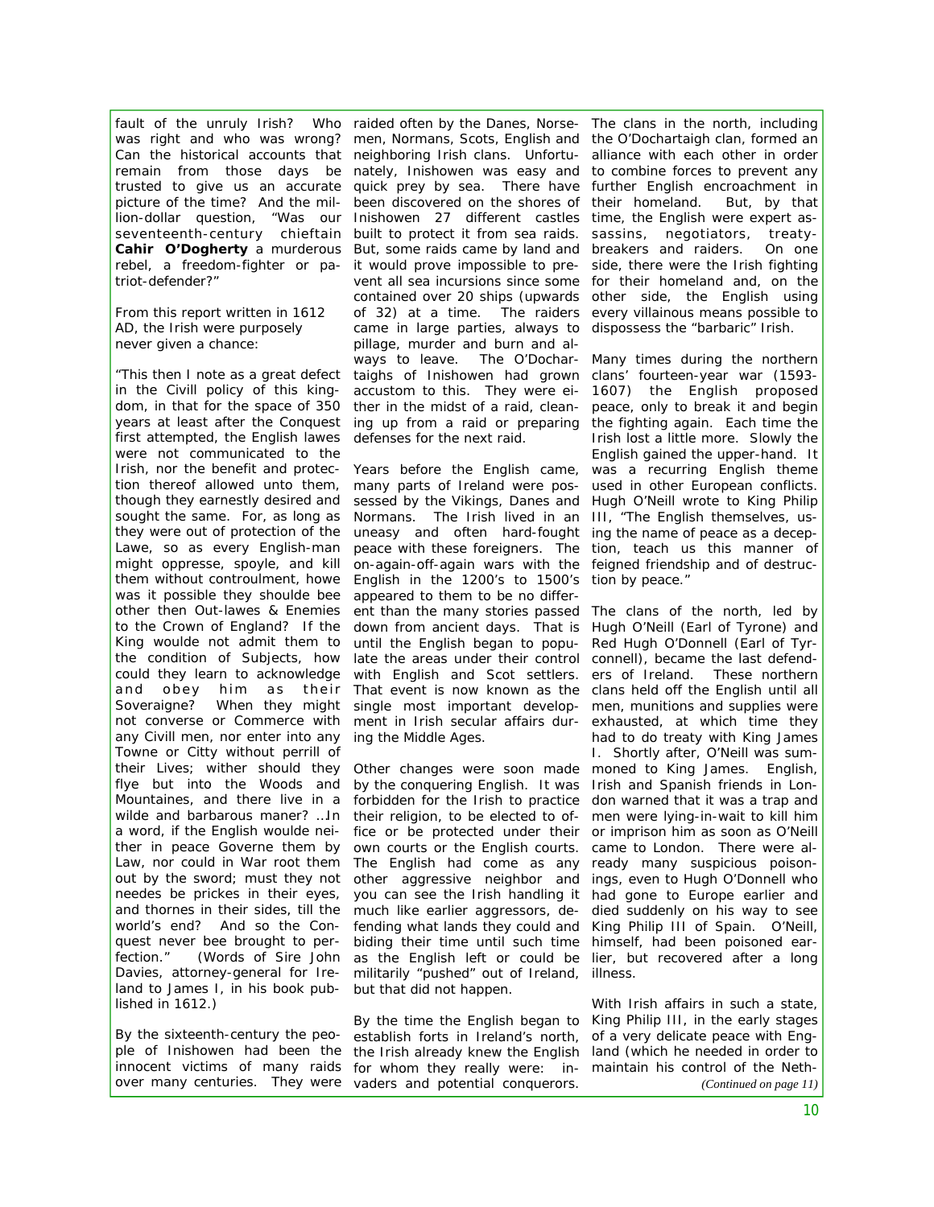fault of the unruly Irish? Who was right and who was wrong? Can the historical accounts that remain from those days be trusted to give us an accurate picture of the time? And the million-dollar question, "Was our seventeenth-century chieftain **Cahir O'Dogherty** a murderous rebel, a freedom-fighter or patriot-defender?"

From this report written in 1612 AD, the Irish were purposely never given a chance:

"This then I note as a great defect in the Civill policy of this kingdom, in that for the space of 350 years at least after the Conquest first attempted, the English lawes were not communicated to the Irish, nor the benefit and protection thereof allowed unto them, though they earnestly desired and sought the same. For, as long as they were out of protection of the Lawe, so as every English-man might oppresse, spoyle, and kill them without controulment, howe was it possible they shoulde bee other then Out-lawes & Enemies to the Crown of England? If the King woulde not admit them to the condition of Subjects, how could they learn to acknowledge and obey him as their Soveraigne? When they might not converse or Commerce with any Civill men, nor enter into any Towne or Citty without perrill of their Lives; wither should they flye but into the Woods and Mountaines, and there live in a wilde and barbarous maner? …In a word, if the English woulde neither in peace Governe them by Law, nor could in War root them out by the sword; must they not needes be prickes in their eyes, and thornes in their sides, till the world's end? And so the Conquest never bee brought to perfection." (Words of Sire John Davies, attorney-general for Ireland to James I, in his book published in 1612.)

By the sixteenth-century the people of Inishowen had been the innocent victims of many raids over many centuries. They were raided often by the Danes, Norsemen, Normans, Scots, English and neighboring Irish clans. Unfortunately, Inishowen was easy and quick prey by sea. There have been discovered on the shores of Inishowen 27 different castles built to protect it from sea raids. But, some raids came by land and it would prove impossible to prevent all sea incursions since some contained over 20 ships (upwards of 32) at a time. The raiders came in large parties, always to pillage, murder and burn and always to leave. The O'Dochartaighs of Inishowen had grown accustom to this. They were either in the midst of a raid, cleaning up from a raid or preparing defenses for the next raid.

Years before the English came, many parts of Ireland were possessed by the Vikings, Danes and Normans. The Irish lived in an uneasy and often hard-fought peace with these foreigners. The on-again-off-again wars with the English in the 1200's to 1500's appeared to them to be no different than the many stories passed down from ancient days. That is until the English began to populate the areas under their control with English and Scot settlers. That event is now known as the single most important development in Irish secular affairs during the Middle Ages.

Other changes were soon made by the conquering English. It was forbidden for the Irish to practice their religion, to be elected to office or be protected under their own courts or the English courts. The English had come as any other aggressive neighbor and you can see the Irish handling it much like earlier aggressors, defending what lands they could and biding their time until such time as the English left or could be militarily "pushed" out of Ireland, but that did not happen.

By the time the English began to establish forts in Ireland's north, the Irish already knew the English for whom they really were: invaders and potential conquerors. The clans in the north, including the O'Dochartaigh clan, formed an alliance with each other in order to combine forces to prevent any further English encroachment in their homeland. But, by that time, the English were expert assassins, negotiators, treaty-breakers and raiders. On one side, there were the Irish fighting for their homeland and, on the other side, the English using every villainous means possible to dispossess the "barbaric" Irish.

Many times during the northern clans' fourteen-year war (1593-1607) the English proposed peace, only to break it and begin the fighting again. Each time the Irish lost a little more. Slowly the English gained the upper-hand. It was a recurring English theme used in other European conflicts. Hugh O'Neill wrote to King Philip III, "The English themselves, using the name of peace as a deception, teach us this manner of feigned friendship and of destruction by peace."

The clans of the north, led by Hugh O'Neill (Earl of Tyrone) and Red Hugh O'Donnell (Earl of Tyrconnell), became the last defenders of Ireland. These northern clans held off the English until all men, munitions and supplies were exhausted, at which time they had to do treaty with King James I. Shortly after, O'Neill was summoned to King James. English, Irish and Spanish friends in London warned that it was a trap and men were lying-in-wait to kill him or imprison him as soon as O'Neill came to London. There were already many suspicious poisonings, even to Hugh O'Donnell who had gone to Europe earlier and died suddenly on his way to see King Philip III of Spain. O'Neill, himself, had been poisoned earlier, but recovered after a long illness.

With Irish affairs in such a state, King Philip III, in the early stages of a very delicate peace with England (which he needed in order to maintain his control of the Neth-

*(Continued on page 11)*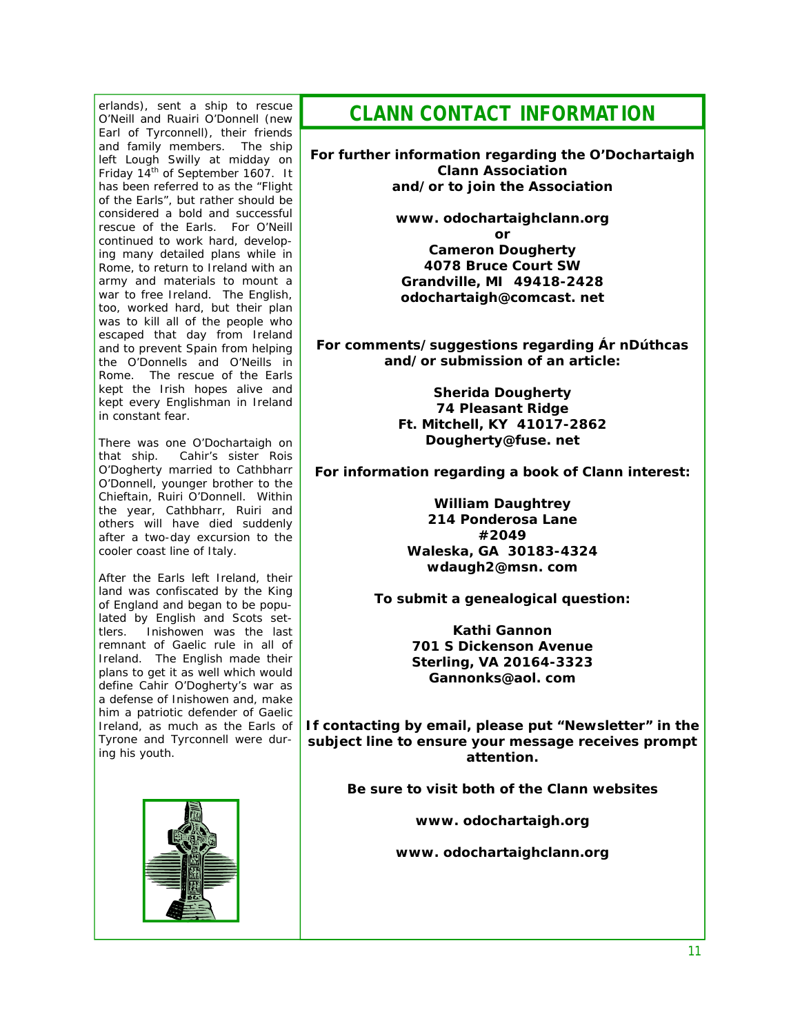erlands), sent a ship to rescue O'Neill and Ruairi O'Donnell (new Earl of Tyrconnell), their friends and family members. The ship left Lough Swilly at midday on Friday 14th of September 1607. It has been referred to as the "Flight of the Earls", but rather should be considered a bold and successful rescue of the Earls. For O'Neill continued to work hard, developing many detailed plans while in Rome, to return to Ireland with an army and materials to mount a war to free Ireland. The English, too, worked hard, but their plan was to kill all of the people who escaped that day from Ireland and to prevent Spain from helping the O'Donnells and O'Neills in Rome. The rescue of the Earls kept the Irish hopes alive and kept every Englishman in Ireland in constant fear.

There was one O'Dochartaigh on that ship. Cahir's sister Rois O'Dogherty married to Cathbharr O'Donnell, younger brother to the Chieftain, Ruiri O'Donnell. Within the year, Cathbharr, Ruiri and others will have died suddenly after a two-day excursion to the cooler coast line of Italy.

After the Earls left Ireland, their land was confiscated by the King of England and began to be populated by English and Scots settlers. Inishowen was the last remnant of Gaelic rule in all of Ireland. The English made their plans to get it as well which would define Cahir O'Dogherty's war as a defense of Inishowen and, make him a patriotic defender of Gaelic Ireland, as much as the Earls of Tyrone and Tyrconnell were during his youth.

## CLANN CONTACT INFORMATION

**For further information regarding the O'Dochartaigh Clann Association and/or to join the Association**

**www. odochartaighclann.org**
**or**
**Cameron Dougherty**
**4078 Bruce Court SW**
**Grandville, MI 49418-2428**
**odochartaigh@comcast. net**

**For comments/suggestions regarding Ár nDúthcas and/or submission of an article:**

**Sherida Dougherty**
**74 Pleasant Ridge**
**Ft. Mitchell, KY 41017-2862**
**Dougherty@fuse. net**

**For information regarding a book of Clann interest:**

**William Daughtrey**
**214 Ponderosa Lane**
**#2049**
**Waleska, GA 30183-4324**
**wdaugh2@msn. com**

**To submit a genealogical question:**

**Kathi Gannon**
**701 S Dickenson Avenue**
**Sterling, VA 20164-3323**
**Gannonks@aol. com**

**If contacting by email, please put "Newsletter" in the subject line to ensure your message receives prompt attention.**

**Be sure to visit both of the Clann websites**

**www. odochartaigh.org**

**www. odochartaighclann.org**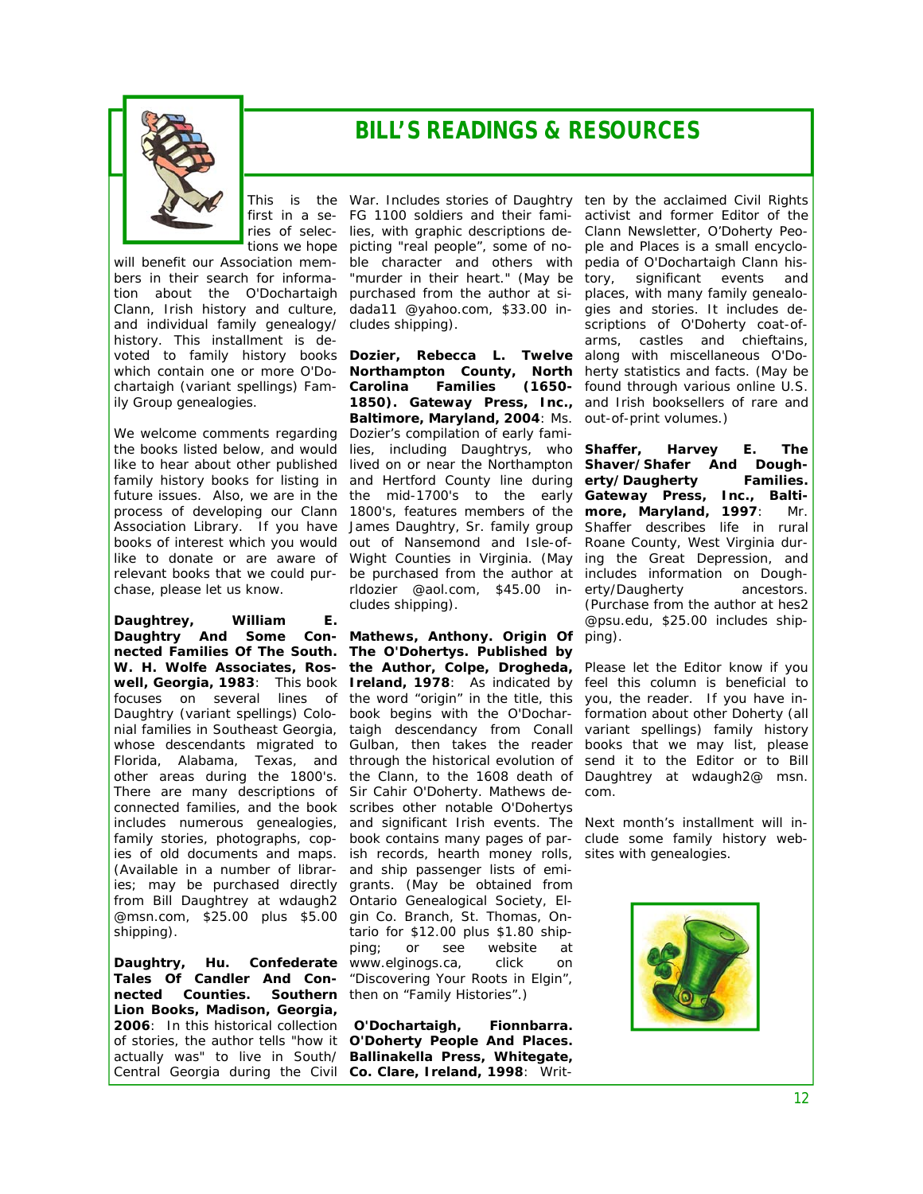# BILL'S READINGS & RESOURCES

This is the first in a series of selections we hope will benefit our Association members in their search for information about the O'Dochartaigh Clann, Irish history and culture, and individual family genealogy/history. This installment is devoted to family history books which contain one or more O'Dochartaigh (variant spellings) Family Group genealogies.

We welcome comments regarding the books listed below, and would like to hear about other published family history books for listing in future issues. Also, we are in the process of developing our Clann Association Library. If you have books of interest which you would like to donate or are aware of relevant books that we could purchase, please let us know.

**Daughtrey, William E. Daughtry And Some Connected Families Of The South. W. H. Wolfe Associates, Roswell, Georgia, 1983**: This book focuses on several lines of Daughtry (variant spellings) Colonial families in Southeast Georgia, whose descendants migrated to Florida, Alabama, Texas, and other areas during the 1800's. There are many descriptions of connected families, and the book includes numerous genealogies, family stories, photographs, copies of old documents and maps. (Available in a number of libraries; may be purchased directly from Bill Daughtrey at wdaugh2 @msn.com, $25.00 plus $5.00 shipping).

**Daughtry, Hu. Confederate Tales Of Candler And Connected Counties. Southern Lion Books, Madison, Georgia, 2006**: In this historical collection of stories, the author tells "how it actually was" to live in South/Central Georgia during the Civil War. Includes stories of Daughtry FG 1100 soldiers and their families, with graphic descriptions depicting "real people", some of noble character and others with "murder in their heart." (May be purchased from the author at sidada11 @yahoo.com, $33.00 includes shipping).

**Dozier, Rebecca L. Twelve Northampton County, North Carolina Families (1650-1850). Gateway Press, Inc., Baltimore, Maryland, 2004**: Ms. Dozier's compilation of early families, including Daughtrys, who lived on or near the Northampton and Hertford County line during the mid-1700's to the early 1800's, features members of the James Daughtry, Sr. family group out of Nansemond and Isle-of-Wight Counties in Virginia. (May be purchased from the author at rldozier @aol.com, $45.00 includes shipping).

**Mathews, Anthony. Origin Of The O'Dohertys. Published by the Author, Colpe, Drogheda, Ireland, 1978**: As indicated by the word "origin" in the title, this book begins with the O'Dochartaigh descendancy from Conall Gulban, then takes the reader through the historical evolution of the Clann, to the 1608 death of Sir Cahir O'Doherty. Mathews describes other notable O'Dohertys and significant Irish events. The book contains many pages of parish records, hearth money rolls, and ship passenger lists of emigrants. (May be obtained from Ontario Genealogical Society, Elgin Co. Branch, St. Thomas, Ontario for $12.00 plus $1.80 shipping; or see website at www.elginogs.ca, click on "Discovering Your Roots in Elgin", then on "Family Histories".)

**O'Dochartaigh, Fionnbarra. O'Doherty People And Places. Ballinakella Press, Whitegate, Co. Clare, Ireland, 1998**: Written by the acclaimed Civil Rights activist and former Editor of the Clann Newsletter, O'Doherty People and Places is a small encyclopedia of O'Dochartaigh Clann history, significant events and places, with many family genealogies and stories. It includes descriptions of O'Doherty coat-of-arms, castles and chieftains, along with miscellaneous O'Doherty statistics and facts. (May be found through various online U.S. and Irish booksellers of rare and out-of-print volumes.)

**Shaffer, Harvey E. The Shaver/Shafer And Dougherty/Daugherty Families. Gateway Press, Inc., Baltimore, Maryland, 1997**: Mr. Shaffer describes life in rural Roane County, West Virginia during the Great Depression, and includes information on Dougherty/Daugherty ancestors. (Purchase from the author at hes2 @psu.edu, $25.00 includes shipping).

Please let the Editor know if you feel this column is beneficial to you, the reader. If you have information about other Doherty (all variant spellings) family history books that we may list, please send it to the Editor or to Bill Daughtrey at wdaugh2@ msn. com.

Next month's installment will include some family history websites with genealogies.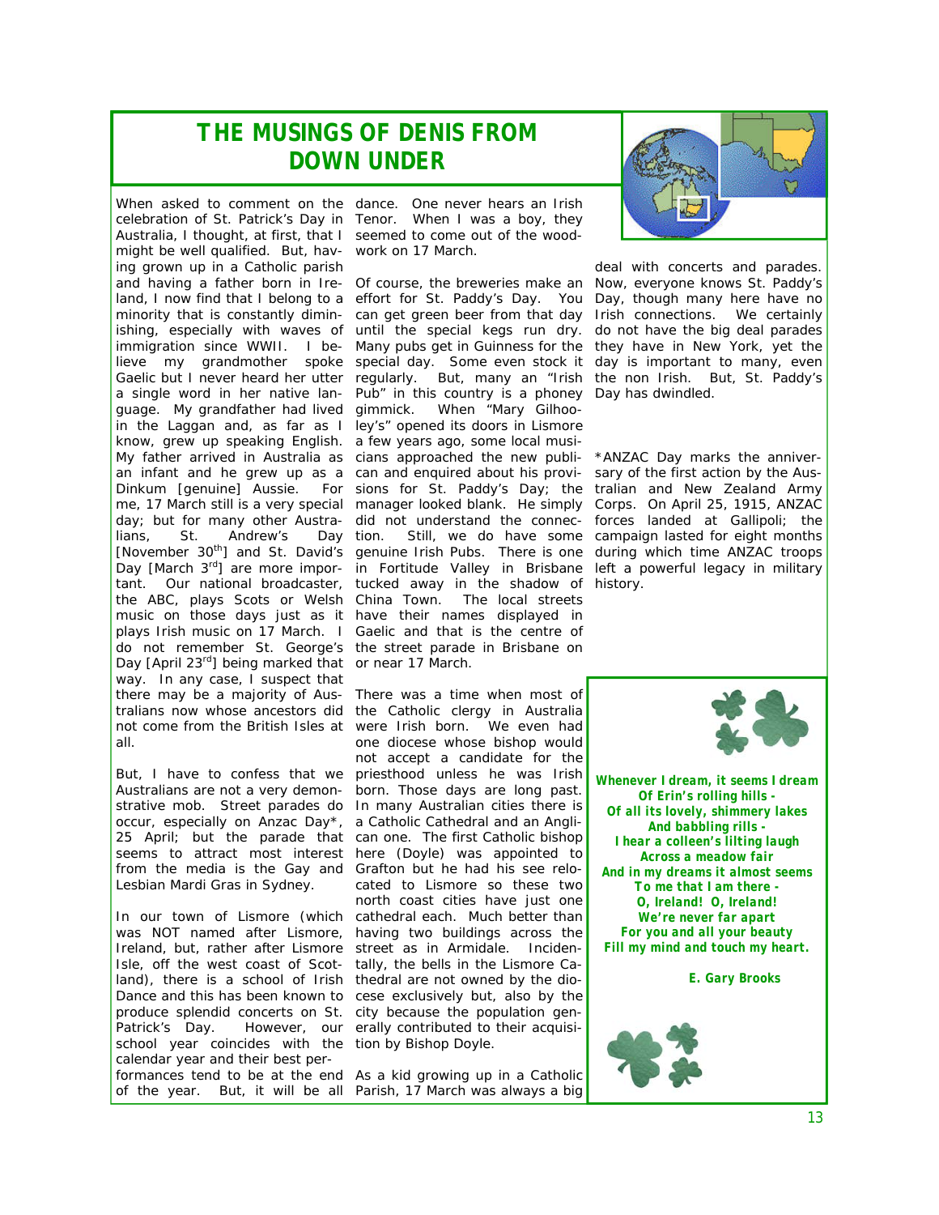# THE MUSINGS OF DENIS FROM DOWN UNDER

When asked to comment on the celebration of St. Patrick's Day in Australia, I thought, at first, that I might be well qualified. But, having grown up in a Catholic parish and having a father born in Ireland, I now find that I belong to a minority that is constantly diminishing, especially with waves of immigration since WWII. I believe my grandmother spoke Gaelic but I never heard her utter a single word in her native language. My grandfather had lived in the Laggan and, as far as I know, grew up speaking English. My father arrived in Australia as an infant and he grew up as a Dinkum [genuine] Aussie. For me, 17 March still is a very special day; but for many other Australians, St. Andrew's Day [November 30th] and St. David's Day [March 3rd] are more important. Our national broadcaster, the ABC, plays Scots or Welsh music on those days just as it plays Irish music on 17 March. I do not remember St. George's Day [April 23rd] being marked that way. In any case, I suspect that there may be a majority of Australians now whose ancestors did not come from the British Isles at all.

But, I have to confess that we Australians are not a very demonstrative mob. Street parades do occur, especially on Anzac Day*, 25 April; but the parade that seems to attract most interest from the media is the Gay and Lesbian Mardi Gras in Sydney.

In our town of Lismore (which was NOT named after Lismore, Ireland, but, rather after Lismore Isle, off the west coast of Scotland), there is a school of Irish Dance and this has been known to produce splendid concerts on St. Patrick's Day. However, our school year coincides with the calendar year and their best performances tend to be at the end of the year. But, it will be all dance. One never hears an Irish Tenor. When I was a boy, they seemed to come out of the woodwork on 17 March.

Of course, the breweries make an effort for St. Paddy's Day. You can get green beer from that day until the special kegs run dry. Many pubs get in Guinness for the special day. Some even stock it regularly. But, many an "Irish Pub" in this country is a phoney gimmick. When "Mary Gilhooley's" opened its doors in Lismore a few years ago, some local musicians approached the new publican and enquired about his provisions for St. Paddy's Day; the manager looked blank. He simply did not understand the connection. Still, we do have some genuine Irish Pubs. There is one in Fortitude Valley in Brisbane tucked away in the shadow of China Town. The local streets have their names displayed in Gaelic and that is the centre of the street parade in Brisbane on or near 17 March.

There was a time when most of the Catholic clergy in Australia were Irish born. We even had one diocese whose bishop would not accept a candidate for the priesthood unless he was Irish born. Those days are long past. In many Australian cities there is a Catholic Cathedral and an Anglican one. The first Catholic bishop here (Doyle) was appointed to Grafton but he had his see relocated to Lismore so these two north coast cities have just one cathedral each. Much better than having two buildings across the street as in Armidale. Incidentally, the bells in the Lismore Cathedral are not owned by the diocese exclusively but, also by the city because the population generally contributed to their acquisition by Bishop Doyle.

As a kid growing up in a Catholic Parish, 17 March was always a big deal with concerts and parades. Now, everyone knows St. Paddy's Day, though many here have no Irish connections. We certainly do not have the big deal parades they have in New York, yet the day is important to many, even the non Irish. But, St. Paddy's Day has dwindled.

*ANZAC Day marks the anniversary of the first action by the Australian and New Zealand Army Corps. On April 25, 1915, ANZAC forces landed at Gallipoli; the campaign lasted for eight months during which time ANZAC troops left a powerful legacy in military history.

---

**Whenever I dream, it seems I dream**
**Of Erin's rolling hills -**
**Of all its lovely, shimmery lakes**
**And babbling rills -**
**I hear a colleen's lilting laugh**
**Across a meadow fair**
**And in my dreams it almost seems**
**To me that I am there -**
**O, Ireland! O, Ireland!**
**We're never far apart**
**For you and all your beauty**
**Fill my mind and touch my heart.**

**E. Gary Brooks**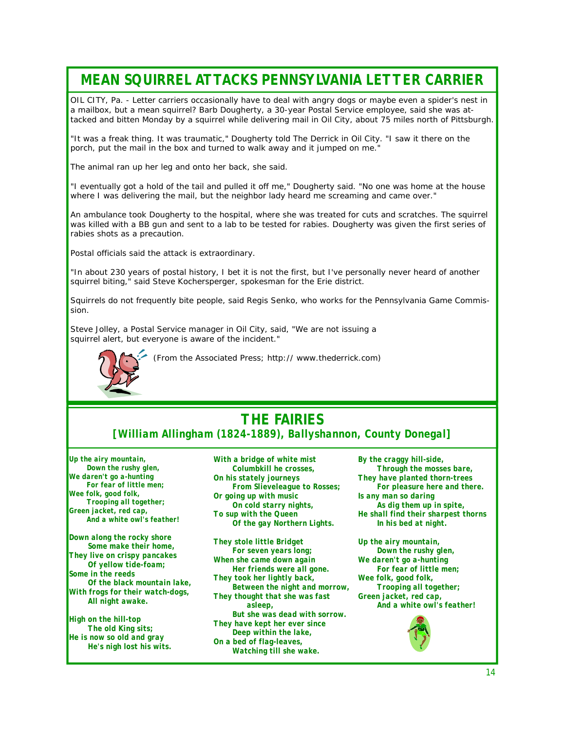# MEAN SQUIRREL ATTACKS PENNSYLVANIA LETTER CARRIER

OIL CITY, Pa. - Letter carriers occasionally have to deal with angry dogs or maybe even a spider's nest in a mailbox, but a mean squirrel? Barb Dougherty, a 30-year Postal Service employee, said she was attacked and bitten Monday by a squirrel while delivering mail in Oil City, about 75 miles north of Pittsburgh.

"It was a freak thing. It was traumatic," Dougherty told The Derrick in Oil City. "I saw it there on the porch, put the mail in the box and turned to walk away and it jumped on me."

The animal ran up her leg and onto her back, she said.

"I eventually got a hold of the tail and pulled it off me," Dougherty said. "No one was home at the house where I was delivering the mail, but the neighbor lady heard me screaming and came over."

An ambulance took Dougherty to the hospital, where she was treated for cuts and scratches. The squirrel was killed with a BB gun and sent to a lab to be tested for rabies. Dougherty was given the first series of rabies shots as a precaution.

Postal officials said the attack is extraordinary.

"In about 230 years of postal history, I bet it is not the first, but I've personally never heard of another squirrel biting," said Steve Kochersperger, spokesman for the Erie district.

Squirrels do not frequently bite people, said Regis Senko, who works for the Pennsylvania Game Commission.

Steve Jolley, a Postal Service manager in Oil City, said, "We are not issuing a squirrel alert, but everyone is aware of the incident."

(From the Associated Press; http:// www.thederrick.com)

# THE FAIRIES

## [William Allingham (1824-1889), Ballyshannon, County Donegal]

**Up the airy mountain,**
**Down the rushy glen,**
**We daren't go a-hunting**
**For fear of little men;**
**Wee folk, good folk,**
**Trooping all together;**
**Green jacket, red cap,**
**And a white owl's feather!**

**Down along the rocky shore**
**Some make their home,**
**They live on crispy pancakes**
**Of yellow tide-foam;**
**Some in the reeds**
**Of the black mountain lake,**
**With frogs for their watch-dogs,**
**All night awake.**

**High on the hill-top**
**The old King sits;**
**He is now so old and gray**
**He's nigh lost his wits.**
**With a bridge of white mist**
**Columbkill he crosses,**
**On his stately journeys**
**From Slieveleague to Rosses;**
**Or going up with music**
**On cold starry nights,**
**To sup with the Queen**
**Of the gay Northern Lights.**

**They stole little Bridget**
**For seven years long;**
**When she came down again**
**Her friends were all gone.**
**They took her lightly back,**
**Between the night and morrow,**
**They thought that she was fast asleep,**
**But she was dead with sorrow.**
**They have kept her ever since**
**Deep within the lake,**
**On a bed of flag-leaves,**
**Watching till she wake.**

**By the craggy hill-side,**
**Through the mosses bare,**
**They have planted thorn-trees**
**For pleasure here and there.**
**Is any man so daring**
**As dig them up in spite,**
**He shall find their sharpest thorns**
**In his bed at night.**

**Up the airy mountain,**
**Down the rushy glen,**
**We daren't go a-hunting**
**For fear of little men;**
**Wee folk, good folk,**
**Trooping all together;**
**Green jacket, red cap,**
**And a white owl's feather!**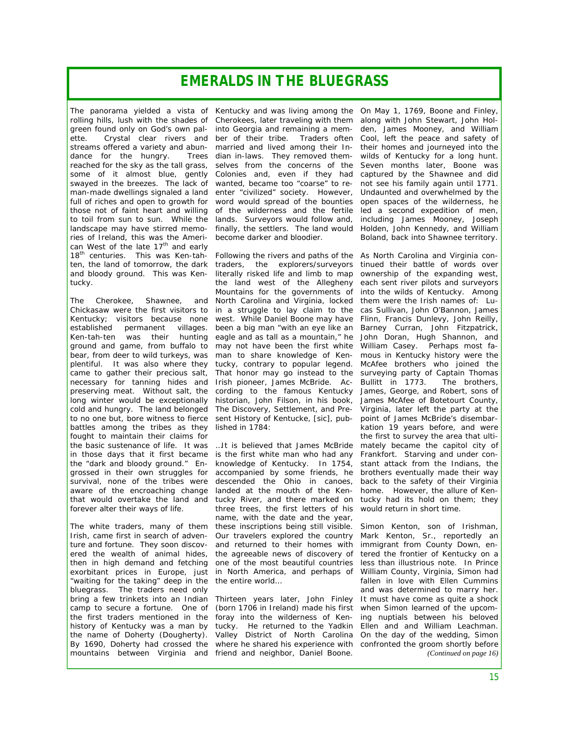# EMERALDS IN THE BLUEGRASS

The panorama yielded a vista of rolling hills, lush with the shades of green found only on God's own palette. Crystal clear rivers and streams offered a variety and abundance for the hungry. Trees reached for the sky as the tall grass, some of it almost blue, gently swayed in the breezes. The lack of man-made dwellings signaled a land full of riches and open to growth for those not of faint heart and willing to toil from sun to sun. While the landscape may have stirred memories of Ireland, this was the American West of the late 17th and early 18th centuries. This was Ken-tah-ten, the land of tomorrow, the dark and bloody ground. This was Kentucky.

The Cherokee, Shawnee, and Chickasaw were the first visitors to Kentucky; visitors because none established permanent villages. Ken-tah-ten was their hunting ground and game, from buffalo to bear, from deer to wild turkeys, was plentiful. It was also where they came to gather their precious salt, necessary for tanning hides and preserving meat. Without salt, the long winter would be exceptionally cold and hungry. The land belonged to no one but, bore witness to fierce battles among the tribes as they fought to maintain their claims for the basic sustenance of life. It was in those days that it first became the "dark and bloody ground." Engrossed in their own struggles for survival, none of the tribes were aware of the encroaching change that would overtake the land and forever alter their ways of life.

The white traders, many of them Irish, came first in search of adventure and fortune. They soon discovered the wealth of animal hides, then in high demand and fetching exorbitant prices in Europe, just "waiting for the taking" deep in the bluegrass. The traders need only bring a few trinkets into an Indian camp to secure a fortune. One of the first traders mentioned in the history of Kentucky was a man by the name of Doherty (Dougherty). By 1690, Doherty had crossed the mountains between Virginia and Kentucky and was living among the Cherokees, later traveling with them into Georgia and remaining a member of their tribe. Traders often married and lived among their Indian in-laws. They removed themselves from the concerns of the Colonies and, even if they had wanted, became too "coarse" to reenter "civilized" society. However, word would spread of the bounties of the wilderness and the fertile lands. Surveyors would follow and, finally, the settlers. The land would become darker and bloodier.

Following the rivers and paths of the traders, the explorers/surveyors literally risked life and limb to map the land west of the Allegheny Mountains for the governments of North Carolina and Virginia, locked in a struggle to lay claim to the west. While Daniel Boone may have been a big man "with an eye like an eagle and as tall as a mountain," he may not have been the first white man to share knowledge of Kentucky, contrary to popular legend. That honor may go instead to the Irish pioneer, James McBride. According to the famous Kentucky historian, John Filson, in his book, The Discovery, Settlement, and Present History of Kentucke, [sic], published in 1784:

> …It is believed that James McBride is the first white man who had any knowledge of Kentucky. In 1754, accompanied by some friends, he descended the Ohio in canoes, landed at the mouth of the Kentucky River, and there marked on three trees, the first letters of his name, with the date and the year, these inscriptions being still visible. Our travelers explored the country and returned to their homes with the agreeable news of discovery of one of the most beautiful countries in North America, and perhaps of the entire world…

Thirteen years later, John Finley (born 1706 in Ireland) made his first foray into the wilderness of Kentucky. He returned to the Yadkin Valley District of North Carolina where he shared his experience with friend and neighbor, Daniel Boone.

On May 1, 1769, Boone and Finley, along with John Stewart, John Holden, James Mooney, and William Cool, left the peace and safety of their homes and journeyed into the wilds of Kentucky for a long hunt. Seven months later, Boone was captured by the Shawnee and did not see his family again until 1771. Undaunted and overwhelmed by the open spaces of the wilderness, he led a second expedition of men, including James Mooney, Joseph Holden, John Kennedy, and William Boland, back into Shawnee territory.

As North Carolina and Virginia continued their battle of words over ownership of the expanding west, each sent river pilots and surveyors into the wilds of Kentucky. Among them were the Irish names of: Lucas Sullivan, John O'Bannon, James Flinn, Francis Dunlevy, John Reilly, Barney Curran, John Fitzpatrick, John Doran, Hugh Shannon, and William Casey. Perhaps most famous in Kentucky history were the McAfee brothers who joined the surveying party of Captain Thomas Bullitt in 1773. The brothers, James, George, and Robert, sons of James McAfee of Botetourt County, Virginia, later left the party at the point of James McBride's disembarkation 19 years before, and were the first to survey the area that ultimately became the capitol city of Frankfort. Starving and under constant attack from the Indians, the brothers eventually made their way back to the safety of their Virginia home. However, the allure of Kentucky had its hold on them; they would return in short time.

Simon Kenton, son of Irishman, Mark Kenton, Sr., reportedly an immigrant from County Down, entered the frontier of Kentucky on a less than illustrious note. In Prince William County, Virginia, Simon had fallen in love with Ellen Cummins and was determined to marry her. It must have come as quite a shock when Simon learned of the upcoming nuptials between his beloved Ellen and and William Leachman. On the day of the wedding, Simon confronted the groom shortly before

*(Continued on page 16)*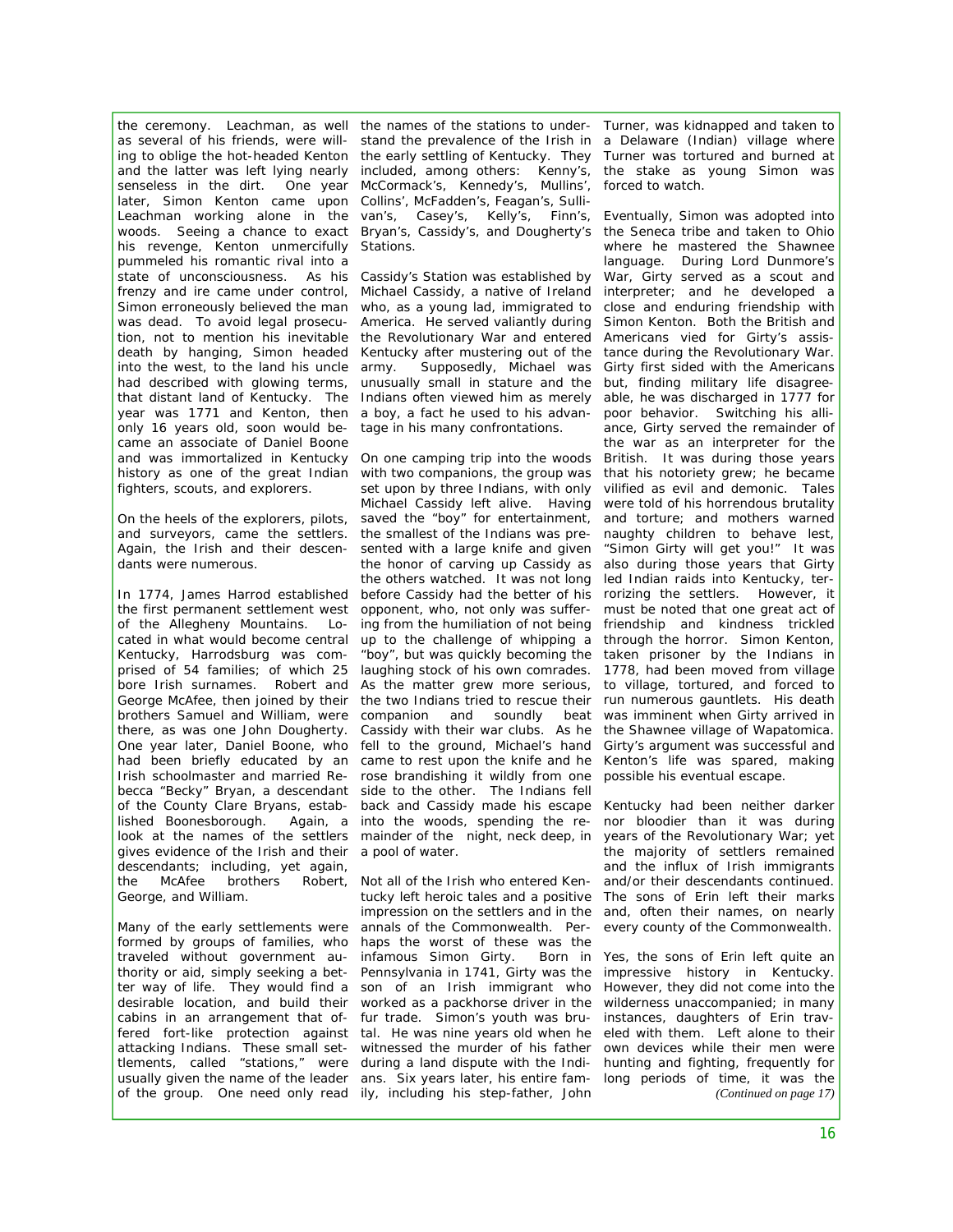the ceremony. Leachman, as well as several of his friends, were willing to oblige the hot-headed Kenton and the latter was left lying nearly senseless in the dirt. One year later, Simon Kenton came upon Leachman working alone in the woods. Seeing a chance to exact his revenge, Kenton unmercifully pummeled his romantic rival into a state of unconsciousness. As his frenzy and ire came under control, Simon erroneously believed the man was dead. To avoid legal prosecution, not to mention his inevitable death by hanging, Simon headed into the west, to the land his uncle had described with glowing terms, that distant land of Kentucky. The year was 1771 and Kenton, then only 16 years old, soon would became an associate of Daniel Boone and was immortalized in Kentucky history as one of the great Indian fighters, scouts, and explorers.

On the heels of the explorers, pilots, and surveyors, came the settlers. Again, the Irish and their descendants were numerous.

In 1774, James Harrod established the first permanent settlement west of the Allegheny Mountains. Located in what would become central Kentucky, Harrodsburg was comprised of 54 families; of which 25 bore Irish surnames. Robert and George McAfee, then joined by their brothers Samuel and William, were there, as was one John Dougherty. One year later, Daniel Boone, who had been briefly educated by an Irish schoolmaster and married Rebecca "Becky" Bryan, a descendant of the County Clare Bryans, established Boonesborough. Again, a look at the names of the settlers gives evidence of the Irish and their descendants; including, yet again, the McAfee brothers Robert, George, and William.

Many of the early settlements were formed by groups of families, who traveled without government authority or aid, simply seeking a better way of life. They would find a desirable location, and build their cabins in an arrangement that offered fort-like protection against attacking Indians. These small settlements, called "stations," were usually given the name of the leader of the group. One need only read the names of the stations to understand the prevalence of the Irish in the early settling of Kentucky. They included, among others: Kenny's, McCormack's, Kennedy's, Mullins', Collins', McFadden's, Feagan's, Sullivan's, Casey's, Kelly's, Finn's, Bryan's, Cassidy's, and Dougherty's Stations.

Cassidy's Station was established by Michael Cassidy, a native of Ireland who, as a young lad, immigrated to America. He served valiantly during the Revolutionary War and entered Kentucky after mustering out of the army. Supposedly, Michael was unusually small in stature and the Indians often viewed him as merely a boy, a fact he used to his advantage in his many confrontations.

On one camping trip into the woods with two companions, the group was set upon by three Indians, with only Michael Cassidy left alive. Having saved the "boy" for entertainment, the smallest of the Indians was presented with a large knife and given the honor of carving up Cassidy as the others watched. It was not long before Cassidy had the better of his opponent, who, not only was suffering from the humiliation of not being up to the challenge of whipping a "boy", but was quickly becoming the laughing stock of his own comrades. As the matter grew more serious, the two Indians tried to rescue their companion and soundly beat Cassidy with their war clubs. As he fell to the ground, Michael's hand came to rest upon the knife and he rose brandishing it wildly from one side to the other. The Indians fell back and Cassidy made his escape into the woods, spending the remainder of the night, neck deep, in a pool of water.

Not all of the Irish who entered Kentucky left heroic tales and a positive impression on the settlers and in the annals of the Commonwealth. Perhaps the worst of these was the infamous Simon Girty. Born in Pennsylvania in 1741, Girty was the son of an Irish immigrant who worked as a packhorse driver in the fur trade. Simon's youth was brutal. He was nine years old when he witnessed the murder of his father during a land dispute with the Indians. Six years later, his entire family, including his step-father, John Turner, was kidnapped and taken to a Delaware (Indian) village where Turner was tortured and burned at the stake as young Simon was forced to watch.

Eventually, Simon was adopted into the Seneca tribe and taken to Ohio where he mastered the Shawnee language. During Lord Dunmore's War, Girty served as a scout and interpreter; and he developed a close and enduring friendship with Simon Kenton. Both the British and Americans vied for Girty's assistance during the Revolutionary War. Girty first sided with the Americans but, finding military life disagreeable, he was discharged in 1777 for poor behavior. Switching his alliance, Girty served the remainder of the war as an interpreter for the British. It was during those years that his notoriety grew; he became vilified as evil and demonic. Tales were told of his horrendous brutality and torture; and mothers warned naughty children to behave lest, "Simon Girty will get you!" It was also during those years that Girty led Indian raids into Kentucky, terrorizing the settlers. However, it must be noted that one great act of friendship and kindness trickled through the horror. Simon Kenton, taken prisoner by the Indians in 1778, had been moved from village to village, tortured, and forced to run numerous gauntlets. His death was imminent when Girty arrived in the Shawnee village of Wapatomica. Girty's argument was successful and Kenton's life was spared, making possible his eventual escape.

Kentucky had been neither darker nor bloodier than it was during years of the Revolutionary War; yet the majority of settlers remained and the influx of Irish immigrants and/or their descendants continued. The sons of Erin left their marks and, often, their names, on nearly every county of the Commonwealth.

Yes, the sons of Erin left quite an impressive history in Kentucky. However, they did not come into the wilderness unaccompanied; in many instances, daughters of Erin traveled with them. Left alone to their own devices while their men were hunting and fighting, frequently for long periods of time, it was the

*(Continued on page 17)*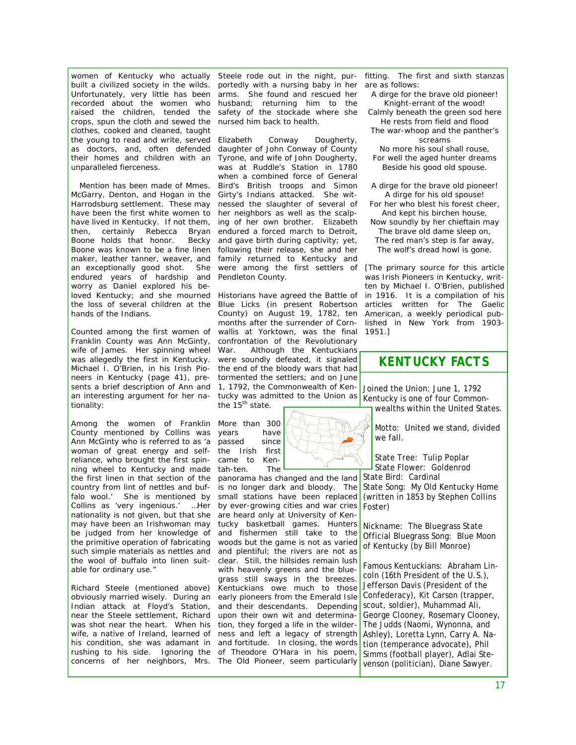women of Kentucky who actually built a civilized society in the wilds. Unfortunately, very little has been recorded about the women who raised the children, tended the crops, spun the cloth and sewed the clothes, cooked and cleaned, taught the young to read and write, served as doctors, and, often defended their homes and children with an unparalleled fierceness.

Mention has been made of Mmes. McGarry, Denton, and Hogan in the Harrodsburg settlement. These may have been the first white women to have lived in Kentucky. If not them, then, certainly Rebecca Bryan Boone holds that honor. Becky Boone was known to be a fine linen maker, leather tanner, weaver, and an exceptionally good shot. She endured years of hardship and worry as Daniel explored his beloved Kentucky; and she mourned the loss of several children at the hands of the Indians.

Counted among the first women of Franklin County was Ann McGinty, wife of James. Her spinning wheel was allegedly the first in Kentucky. Michael I. O'Brien, in his Irish Pioneers in Kentucky (page 41), presents a brief description of Ann and an interesting argument for her nationality:

Among the women of Franklin County mentioned by Collins was Ann McGinty who is referred to as 'a woman of great energy and self-reliance, who brought the first spinning wheel to Kentucky and made the first linen in that section of the country from lint of nettles and buffalo wool.' She is mentioned by Collins as 'very ingenious.' …Her nationality is not given, but that she may have been an Irishwoman may be judged from her knowledge of the primitive operation of fabricating such simple materials as nettles and the wool of buffalo into linen suitable for ordinary use."

Richard Steele (mentioned above) obviously married wisely. During an Indian attack at Floyd's Station, near the Steele settlement, Richard was shot near the heart. When his wife, a native of Ireland, learned of his condition, she was adamant in rushing to his side. Ignoring the concerns of her neighbors, Mrs. Steele rode out in the night, purportedly with a nursing baby in her arms. She found and rescued her husband; returning him to the safety of the stockade where she nursed him back to health.

Elizabeth Conway Dougherty, daughter of John Conway of County Tyrone, and wife of John Dougherty, was at Ruddle's Station in 1780 when a combined force of General Bird's British troops and Simon Girty's Indians attacked. She witnessed the slaughter of several of her neighbors as well as the scalping of her own brother. Elizabeth endured a forced march to Detroit, and gave birth during captivity; yet, following their release, she and her family returned to Kentucky and were among the first settlers of Pendleton County.

Historians have agreed the Battle of Blue Licks (in present Robertson County) on August 19, 1782, ten months after the surrender of Cornwallis at Yorktown, was the final confrontation of the Revolutionary War. Although the Kentuckians were soundly defeated, it signaled the end of the bloody wars that had tormented the settlers; and on June 1, 1792, the Commonwealth of Kentucky was admitted to the Union as the 15th state.

More than 300 years have passed since the Irish first came to Kentah-ten. The panorama has changed and the land is no longer dark and bloody. The small stations have been replaced by ever-growing cities and war cries are heard only at University of Kentucky basketball games. Hunters and fishermen still take to the woods but the game is not as varied and plentiful; the rivers are not as clear. Still, the hillsides remain lush with heavenly greens and the bluegrass still sways in the breezes. Kentuckians owe much to those early pioneers from the Emerald Isle and their descendants. Depending upon their own wit and determination, they forged a life in the wilderness and left a legacy of strength and fortitude. In closing, the words of Theodore O'Hara in his poem, The Old Pioneer, seem particularly fitting. The first and sixth stanzas are as follows:

A dirge for the brave old pioneer!  
Knight-errant of the wood!  
Calmly beneath the green sod here  
He rests from field and flood  
The war-whoop and the panther's screams  
No more his soul shall rouse,  
For well the aged hunter dreams  
Beside his good old spouse.

A dirge for the brave old pioneer!  
A dirge for his old spouse!  
For her who blest his forest cheer,  
And kept his birchen house,  
Now soundly by her chieftain may  
The brave old dame sleep on,  
The red man's step is far away,  
The wolf's dread howl is gone.

[The primary source for this article was Irish Pioneers in Kentucky, written by Michael I. O'Brien, published in 1916. It is a compilation of his articles written for The Gaelic American, a weekly periodical published in New York from 1903-1951.]

## KENTUCKY FACTS

Joined the Union: June 1, 1792

Kentucky is one of four Commonwealths within the United States.

Motto: United we stand, divided we fall.

State Tree: Tulip Poplar

State Flower: Goldenrod

State Bird: Cardinal

State Song: My Old Kentucky Home (written in 1853 by Stephen Collins Foster)

Nickname: The Bluegrass State

Official Bluegrass Song: Blue Moon of Kentucky (by Bill Monroe)

Famous Kentuckians: Abraham Lincoln (16th President of the U.S.), Jefferson Davis (President of the Confederacy), Kit Carson (trapper, scout, soldier), Muhammad Ali, George Clooney, Rosemary Clooney, The Judds (Naomi, Wynonna, and Ashley), Loretta Lynn, Carry A. Nation (temperance advocate), Phil Simms (football player), Adlai Stevenson (politician), Diane Sawyer.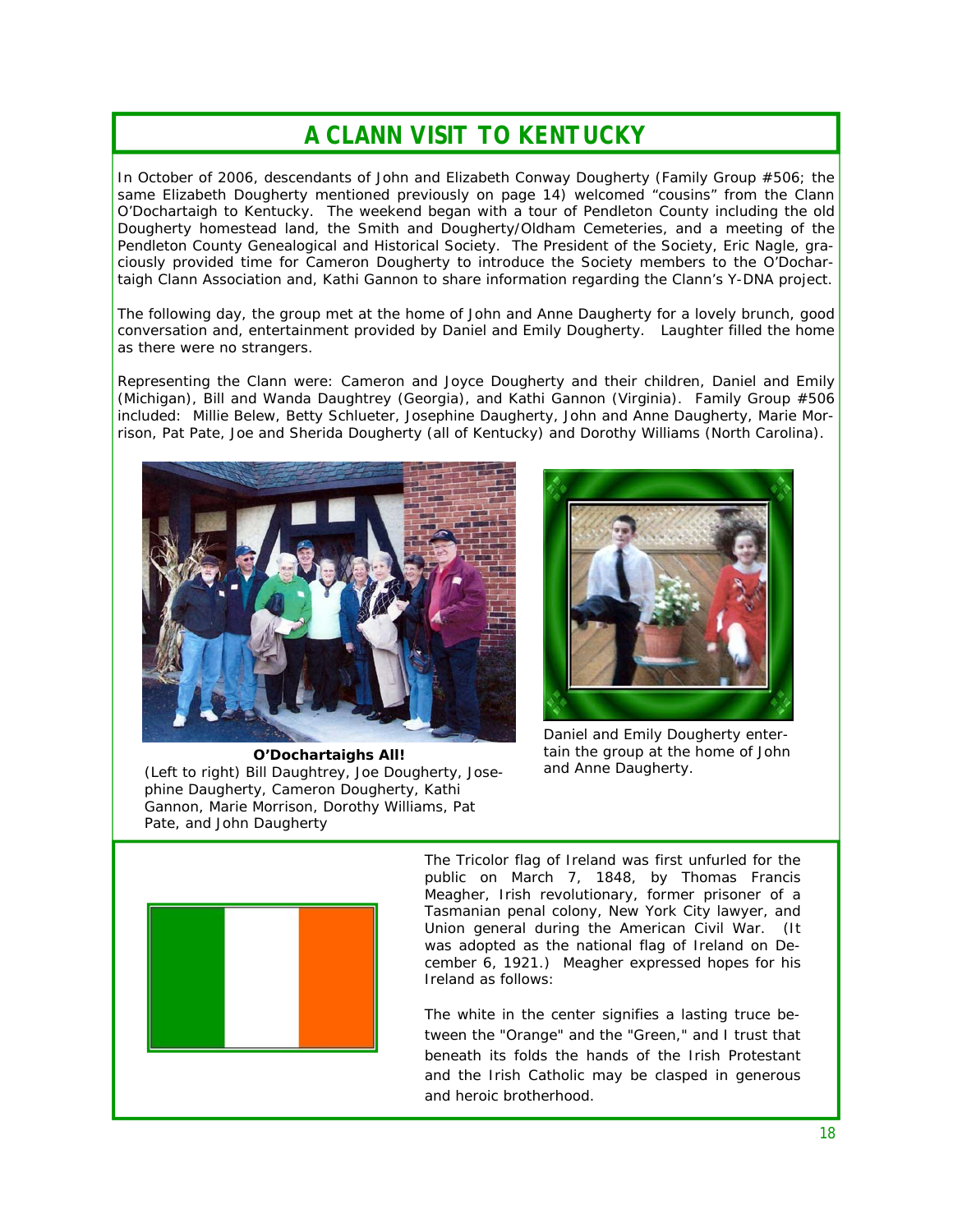# A CLANN VISIT TO KENTUCKY

In October of 2006, descendants of John and Elizabeth Conway Dougherty (Family Group #506; the same Elizabeth Dougherty mentioned previously on page 14) welcomed "cousins" from the Clann O'Dochartaigh to Kentucky. The weekend began with a tour of Pendleton County including the old Dougherty homestead land, the Smith and Dougherty/Oldham Cemeteries, and a meeting of the Pendleton County Genealogical and Historical Society. The President of the Society, Eric Nagle, graciously provided time for Cameron Dougherty to introduce the Society members to the O'Dochartaigh Clann Association and, Kathi Gannon to share information regarding the Clann's Y-DNA project.

The following day, the group met at the home of John and Anne Daugherty for a lovely brunch, good conversation and, entertainment provided by Daniel and Emily Dougherty. Laughter filled the home as there were no strangers.

Representing the Clann were: Cameron and Joyce Dougherty and their children, Daniel and Emily (Michigan), Bill and Wanda Daughtrey (Georgia), and Kathi Gannon (Virginia). Family Group #506 included: Millie Belew, Betty Schlueter, Josephine Daugherty, John and Anne Daugherty, Marie Morrison, Pat Pate, Joe and Sherida Dougherty (all of Kentucky) and Dorothy Williams (North Carolina).

**O'Dochartaighs All!**
(Left to right) Bill Daughtrey, Joe Dougherty, Josephine Daugherty, Cameron Dougherty, Kathi Gannon, Marie Morrison, Dorothy Williams, Pat Pate, and John Daugherty

Daniel and Emily Dougherty entertain the group at the home of John and Anne Daugherty.

The Tricolor flag of Ireland was first unfurled for the public on March 7, 1848, by Thomas Francis Meagher, Irish revolutionary, former prisoner of a Tasmanian penal colony, New York City lawyer, and Union general during the American Civil War. (It was adopted as the national flag of Ireland on December 6, 1921.) Meagher expressed hopes for his Ireland as follows:

The white in the center signifies a lasting truce between the "Orange" and the "Green," and I trust that beneath its folds the hands of the Irish Protestant and the Irish Catholic may be clasped in generous and heroic brotherhood.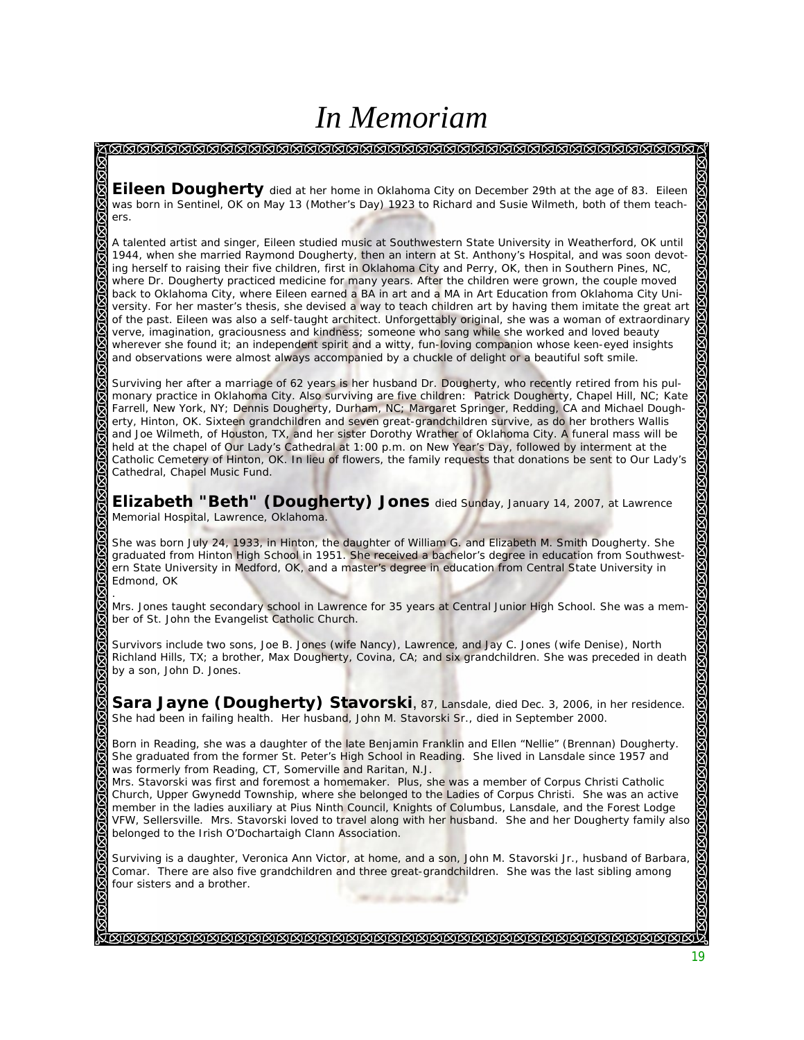# In Memoriam

**Eileen Dougherty** died at her home in Oklahoma City on December 29th at the age of 83. Eileen was born in Sentinel, OK on May 13 (Mother's Day) 1923 to Richard and Susie Wilmeth, both of them teachers.

A talented artist and singer, Eileen studied music at Southwestern State University in Weatherford, OK until 1944, when she married Raymond Dougherty, then an intern at St. Anthony's Hospital, and was soon devoting herself to raising their five children, first in Oklahoma City and Perry, OK, then in Southern Pines, NC, where Dr. Dougherty practiced medicine for many years. After the children were grown, the couple moved back to Oklahoma City, where Eileen earned a BA in art and a MA in Art Education from Oklahoma City University. For her master's thesis, she devised a way to teach children art by having them imitate the great art of the past. Eileen was also a self-taught architect. Unforgettably original, she was a woman of extraordinary verve, imagination, graciousness and kindness; someone who sang while she worked and loved beauty wherever she found it; an independent spirit and a witty, fun-loving companion whose keen-eyed insights and observations were almost always accompanied by a chuckle of delight or a beautiful soft smile.

Surviving her after a marriage of 62 years is her husband Dr. Dougherty, who recently retired from his pulmonary practice in Oklahoma City. Also surviving are five children: Patrick Dougherty, Chapel Hill, NC; Kate Farrell, New York, NY; Dennis Dougherty, Durham, NC; Margaret Springer, Redding, CA and Michael Dougherty, Hinton, OK. Sixteen grandchildren and seven great-grandchildren survive, as do her brothers Wallis and Joe Wilmeth, of Houston, TX, and her sister Dorothy Wrather of Oklahoma City. A funeral mass will be held at the chapel of Our Lady's Cathedral at 1:00 p.m. on New Year's Day, followed by interment at the Catholic Cemetery of Hinton, OK. In lieu of flowers, the family requests that donations be sent to Our Lady's Cathedral, Chapel Music Fund.

**Elizabeth "Beth" (Dougherty) Jones** died Sunday, January 14, 2007, at Lawrence Memorial Hospital, Lawrence, Oklahoma.

She was born July 24, 1933, in Hinton, the daughter of William G. and Elizabeth M. Smith Dougherty. She graduated from Hinton High School in 1951. She received a bachelor's degree in education from Southwestern State University in Medford, OK, and a master's degree in education from Central State University in Edmond, OK

.

Mrs. Jones taught secondary school in Lawrence for 35 years at Central Junior High School. She was a member of St. John the Evangelist Catholic Church.

Survivors include two sons, Joe B. Jones (wife Nancy), Lawrence, and Jay C. Jones (wife Denise), North Richland Hills, TX; a brother, Max Dougherty, Covina, CA; and six grandchildren. She was preceded in death by a son, John D. Jones.

**Sara Jayne (Dougherty) Stavorski**, 87, Lansdale, died Dec. 3, 2006, in her residence. She had been in failing health. Her husband, John M. Stavorski Sr., died in September 2000.

Born in Reading, she was a daughter of the late Benjamin Franklin and Ellen "Nellie" (Brennan) Dougherty. She graduated from the former St. Peter's High School in Reading. She lived in Lansdale since 1957 and was formerly from Reading, CT, Somerville and Raritan, N.J.
Mrs. Stavorski was first and foremost a homemaker. Plus, she was a member of Corpus Christi Catholic Church, Upper Gwynedd Township, where she belonged to the Ladies of Corpus Christi. She was an active member in the ladies auxiliary at Pius Ninth Council, Knights of Columbus, Lansdale, and the Forest Lodge VFW, Sellersville. Mrs. Stavorski loved to travel along with her husband. She and her Dougherty family also belonged to the Irish O'Dochartaigh Clann Association.

Surviving is a daughter, Veronica Ann Victor, at home, and a son, John M. Stavorski Jr., husband of Barbara, Comar. There are also five grandchildren and three great-grandchildren. She was the last sibling among four sisters and a brother.